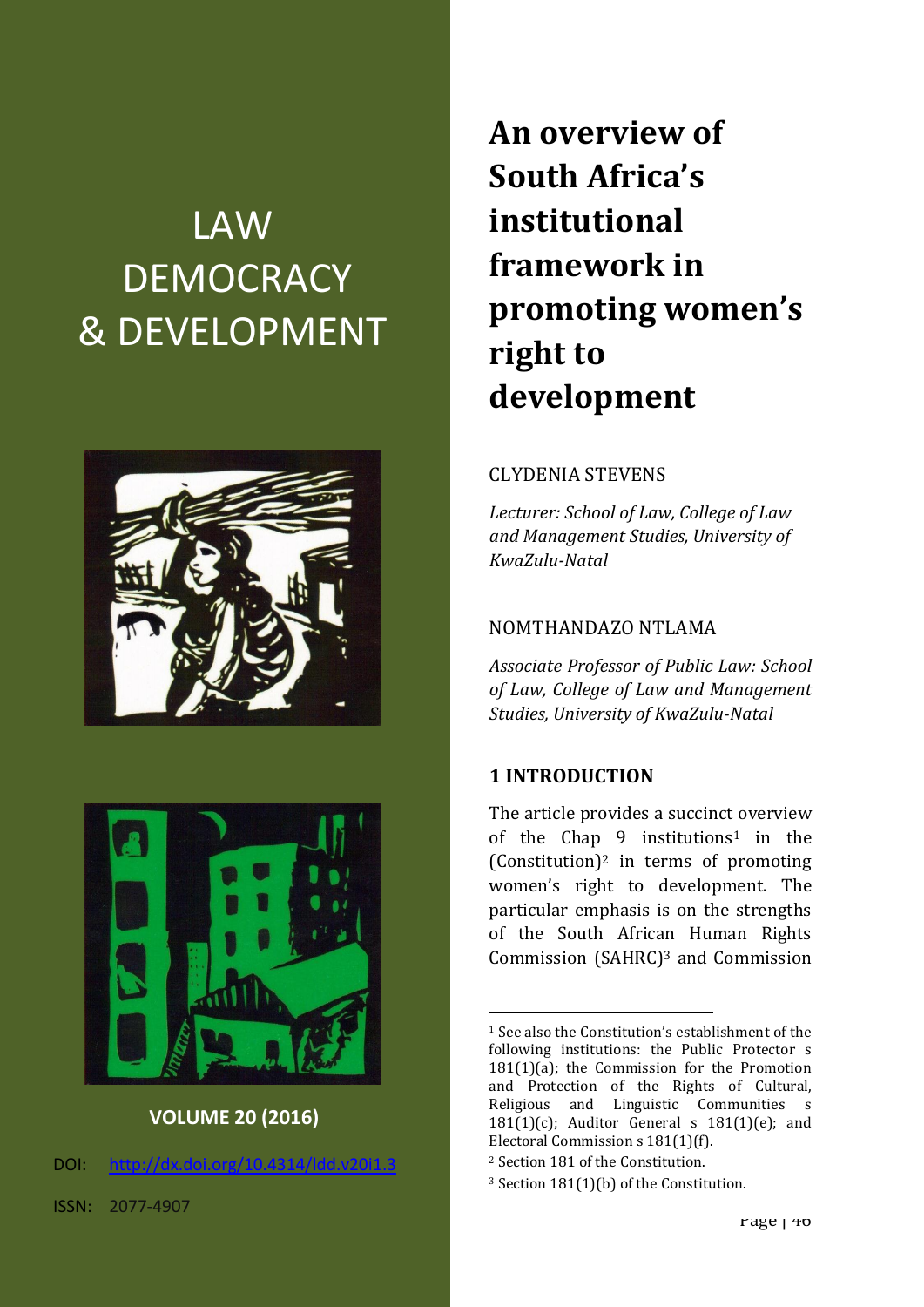LAW
DEMOCRACY
& DEVELOPMENT

**VOLUME 20 (2016)**

DOI: http://dx.doi.org/10.4314/ldd.v20i1.3

ISSN: 2077-4907

# An overview of South Africa's institutional framework in promoting women's right to development

CLYDENIA STEVENS

*Lecturer: School of Law, College of Law and Management Studies, University of KwaZulu-Natal*

NOMTHANDAZO NTLAMA

*Associate Professor of Public Law: School of Law, College of Law and Management Studies, University of KwaZulu-Natal*

## 1 INTRODUCTION

The article provides a succinct overview of the Chap 9 institutions[1] in the (Constitution)[2] in terms of promoting women's right to development. The particular emphasis is on the strengths of the South African Human Rights Commission (SAHRC)[3] and Commission

---

[1] See also the Constitution's establishment of the following institutions: the Public Protector s 181(1)(a); the Commission for the Promotion and Protection of the Rights of Cultural, Religious and Linguistic Communities s 181(1)(c); Auditor General s 181(1)(e); and Electoral Commission s 181(1)(f).

[2] Section 181 of the Constitution.

[3] Section 181(1)(b) of the Constitution.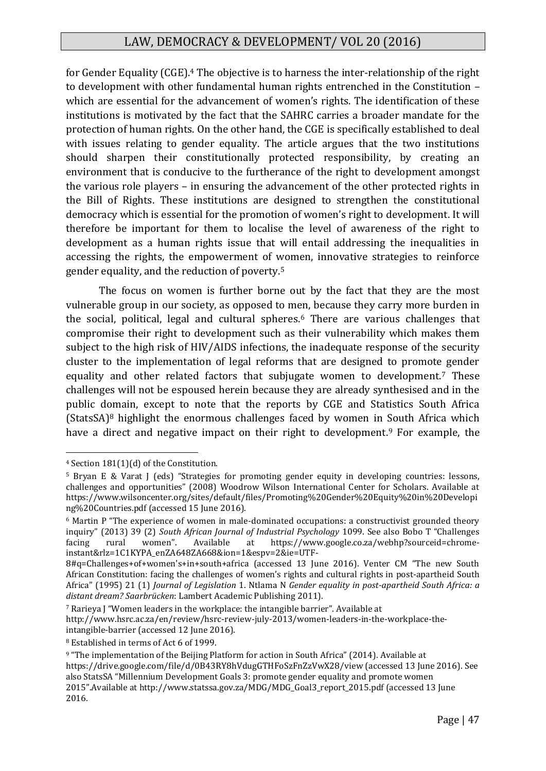for Gender Equality (CGE).[4] The objective is to harness the inter-relationship of the right to development with other fundamental human rights entrenched in the Constitution – which are essential for the advancement of women's rights. The identification of these institutions is motivated by the fact that the SAHRC carries a broader mandate for the protection of human rights. On the other hand, the CGE is specifically established to deal with issues relating to gender equality. The article argues that the two institutions should sharpen their constitutionally protected responsibility, by creating an environment that is conducive to the furtherance of the right to development amongst the various role players – in ensuring the advancement of the other protected rights in the Bill of Rights. These institutions are designed to strengthen the constitutional democracy which is essential for the promotion of women's right to development. It will therefore be important for them to localise the level of awareness of the right to development as a human rights issue that will entail addressing the inequalities in accessing the rights, the empowerment of women, innovative strategies to reinforce gender equality, and the reduction of poverty.[5]

The focus on women is further borne out by the fact that they are the most vulnerable group in our society, as opposed to men, because they carry more burden in the social, political, legal and cultural spheres.[6] There are various challenges that compromise their right to development such as their vulnerability which makes them subject to the high risk of HIV/AIDS infections, the inadequate response of the security cluster to the implementation of legal reforms that are designed to promote gender equality and other related factors that subjugate women to development.[7] These challenges will not be espoused herein because they are already synthesised and in the public domain, except to note that the reports by CGE and Statistics South Africa (StatsSA)[8] highlight the enormous challenges faced by women in South Africa which have a direct and negative impact on their right to development.[9] For example, the

---

[4] Section 181(1)(d) of the Constitution.

[5] Bryan E & Varat J (eds) "Strategies for promoting gender equity in developing countries: lessons, challenges and opportunities" (2008) Woodrow Wilson International Center for Scholars. Available at https://www.wilsoncenter.org/sites/default/files/Promoting%20Gender%20Equity%20in%20Developing%20Countries.pdf (accessed 15 June 2016).

[6] Martin P "The experience of women in male-dominated occupations: a constructivist grounded theory inquiry" (2013) 39 (2) *South African Journal of Industrial Psychology* 1099. See also Bobo T "Challenges facing rural women". Available at https://www.google.co.za/webhp?sourceid=chrome-instant&rlz=1C1KYPA_enZA648ZA668&ion=1&espv=2&ie=UTF-8#q=Challenges+of+women's+in+south+africa (accessed 13 June 2016). Venter CM "The new South African Constitution: facing the challenges of women's rights and cultural rights in post-apartheid South Africa" (1995) 21 (1) *Journal of Legislation* 1. Ntlama N *Gender equality in post-apartheid South Africa: a distant dream? Saarbrücken*: Lambert Academic Publishing 2011).

[7] Rarieya J "Women leaders in the workplace: the intangible barrier". Available at http://www.hsrc.ac.za/en/review/hsrc-review-july-2013/women-leaders-in-the-workplace-the-intangible-barrier (accessed 12 June 2016).

[8] Established in terms of Act 6 of 1999.

[9] "The implementation of the Beijing Platform for action in South Africa" (2014). Available at https://drive.google.com/file/d/0B43RY8hVdugGTHFoSzFnZzVwX28/view (accessed 13 June 2016). See also StatsSA "Millennium Development Goals 3: promote gender equality and promote women 2015".Available at http://www.statssa.gov.za/MDG/MDG_Goal3_report_2015.pdf (accessed 13 June 2016.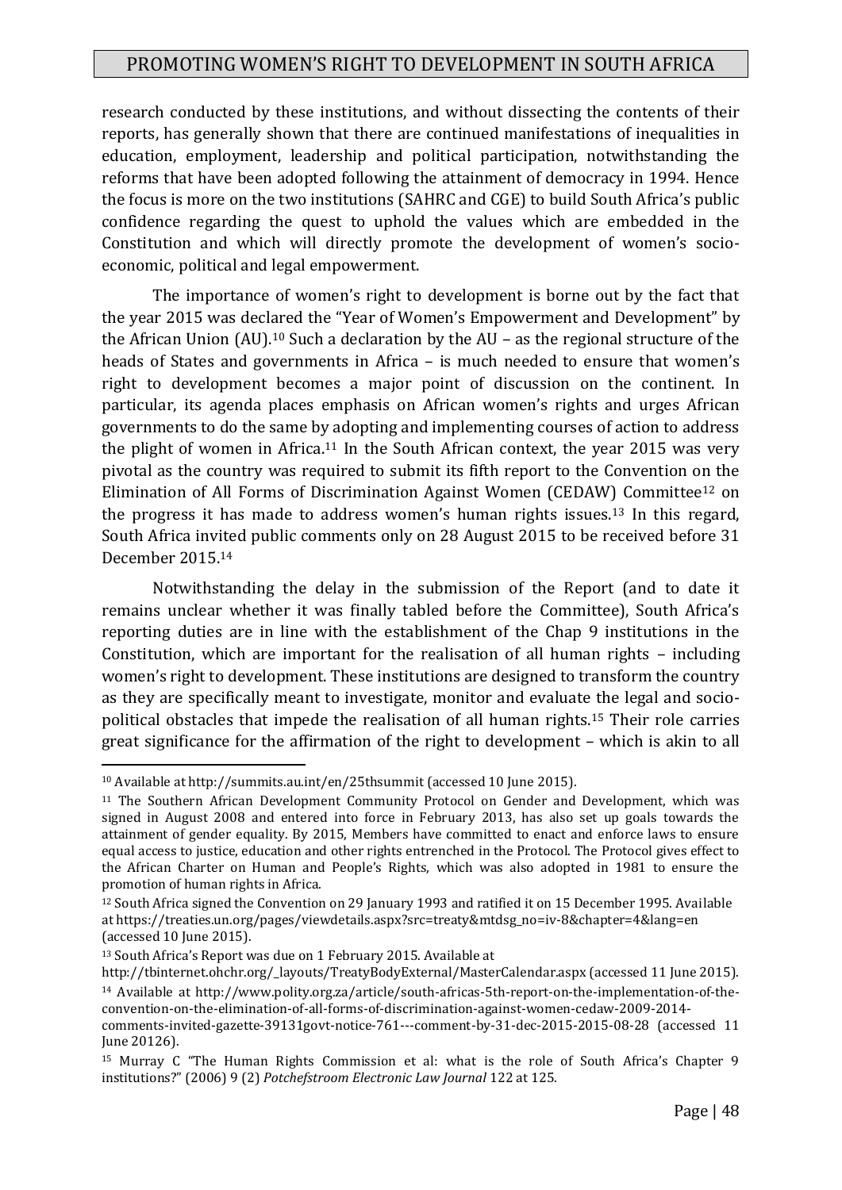research conducted by these institutions, and without dissecting the contents of their reports, has generally shown that there are continued manifestations of inequalities in education, employment, leadership and political participation, notwithstanding the reforms that have been adopted following the attainment of democracy in 1994. Hence the focus is more on the two institutions (SAHRC and CGE) to build South Africa's public confidence regarding the quest to uphold the values which are embedded in the Constitution and which will directly promote the development of women's socio-economic, political and legal empowerment.

The importance of women's right to development is borne out by the fact that the year 2015 was declared the "Year of Women's Empowerment and Development" by the African Union (AU).[10] Such a declaration by the AU – as the regional structure of the heads of States and governments in Africa – is much needed to ensure that women's right to development becomes a major point of discussion on the continent. In particular, its agenda places emphasis on African women's rights and urges African governments to do the same by adopting and implementing courses of action to address the plight of women in Africa.[11] In the South African context, the year 2015 was very pivotal as the country was required to submit its fifth report to the Convention on the Elimination of All Forms of Discrimination Against Women (CEDAW) Committee[12] on the progress it has made to address women's human rights issues.[13] In this regard, South Africa invited public comments only on 28 August 2015 to be received before 31 December 2015.[14]

Notwithstanding the delay in the submission of the Report (and to date it remains unclear whether it was finally tabled before the Committee), South Africa's reporting duties are in line with the establishment of the Chap 9 institutions in the Constitution, which are important for the realisation of all human rights – including women's right to development. These institutions are designed to transform the country as they are specifically meant to investigate, monitor and evaluate the legal and socio-political obstacles that impede the realisation of all human rights.[15] Their role carries great significance for the affirmation of the right to development – which is akin to all

---

[10] Available at http://summits.au.int/en/25thsummit (accessed 10 June 2015).

[11] The Southern African Development Community Protocol on Gender and Development, which was signed in August 2008 and entered into force in February 2013, has also set up goals towards the attainment of gender equality. By 2015, Members have committed to enact and enforce laws to ensure equal access to justice, education and other rights entrenched in the Protocol. The Protocol gives effect to the African Charter on Human and People's Rights, which was also adopted in 1981 to ensure the promotion of human rights in Africa.

[12] South Africa signed the Convention on 29 January 1993 and ratified it on 15 December 1995. Available at https://treaties.un.org/pages/viewdetails.aspx?src=treaty&mtdsg_no=iv-8&chapter=4&lang=en (accessed 10 June 2015).

[13] South Africa's Report was due on 1 February 2015. Available at http://tbinternet.ohchr.org/_layouts/TreatyBodyExternal/MasterCalendar.aspx (accessed 11 June 2015).

[14] Available at http://www.polity.org.za/article/south-africas-5th-report-on-the-implementation-of-the-convention-on-the-elimination-of-all-forms-of-discrimination-against-women-cedaw-2009-2014-comments-invited-gazette-39131govt-notice-761---comment-by-31-dec-2015-2015-08-28 (accessed 11 June 20126).

[15] Murray C "The Human Rights Commission et al: what is the role of South Africa's Chapter 9 institutions?" (2006) 9 (2) *Potchefstroom Electronic Law Journal* 122 at 125.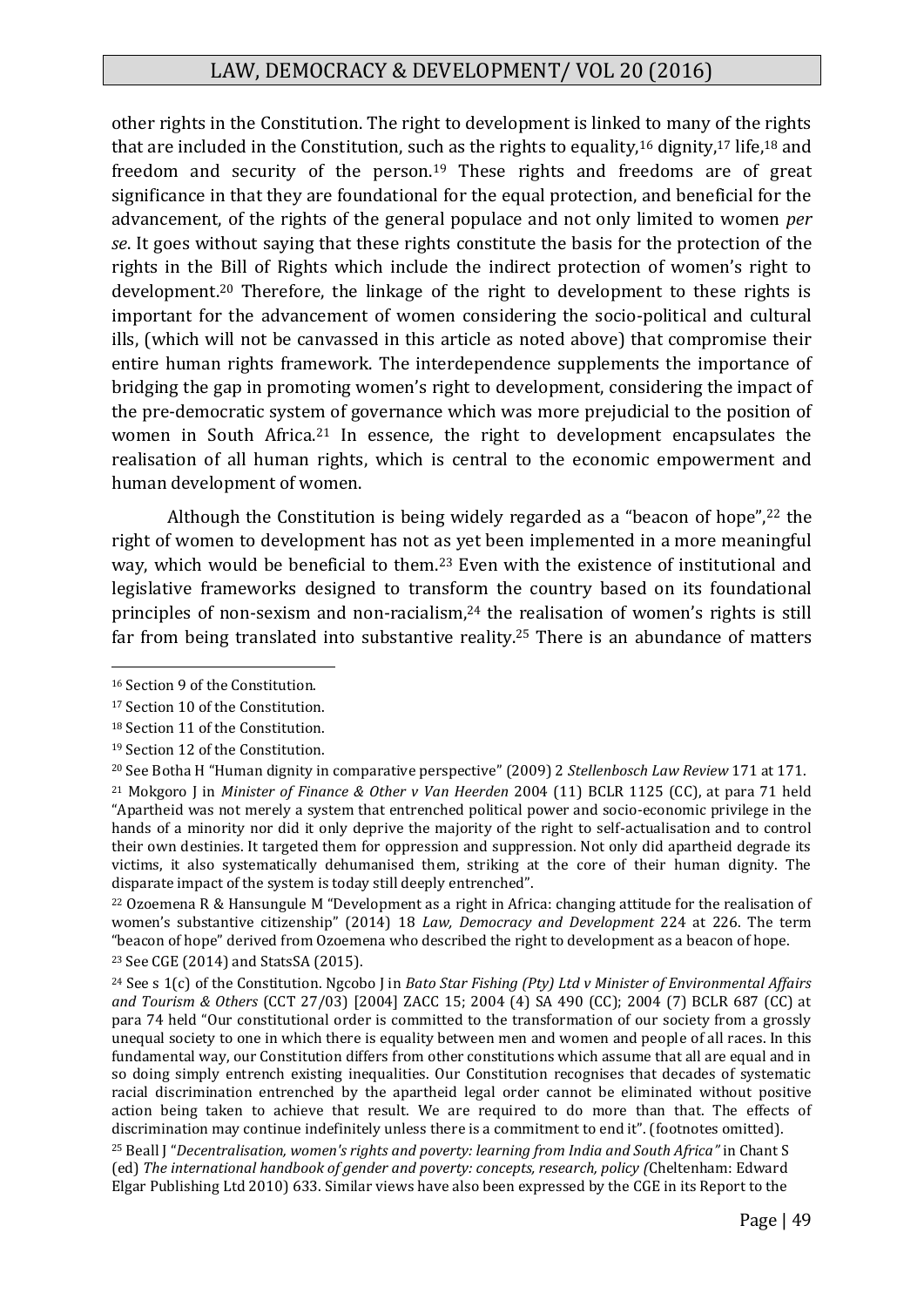other rights in the Constitution. The right to development is linked to many of the rights that are included in the Constitution, such as the rights to equality,[16] dignity,[17] life,[18] and freedom and security of the person.[19] These rights and freedoms are of great significance in that they are foundational for the equal protection, and beneficial for the advancement, of the rights of the general populace and not only limited to women *per se*. It goes without saying that these rights constitute the basis for the protection of the rights in the Bill of Rights which include the indirect protection of women's right to development.[20] Therefore, the linkage of the right to development to these rights is important for the advancement of women considering the socio-political and cultural ills, (which will not be canvassed in this article as noted above) that compromise their entire human rights framework. The interdependence supplements the importance of bridging the gap in promoting women's right to development, considering the impact of the pre-democratic system of governance which was more prejudicial to the position of women in South Africa.[21] In essence, the right to development encapsulates the realisation of all human rights, which is central to the economic empowerment and human development of women.

Although the Constitution is being widely regarded as a "beacon of hope",[22] the right of women to development has not as yet been implemented in a more meaningful way, which would be beneficial to them.[23] Even with the existence of institutional and legislative frameworks designed to transform the country based on its foundational principles of non-sexism and non-racialism,[24] the realisation of women's rights is still far from being translated into substantive reality.[25] There is an abundance of matters

---

[16] Section 9 of the Constitution.

[17] Section 10 of the Constitution.

[18] Section 11 of the Constitution.

[19] Section 12 of the Constitution.

[20] See Botha H "Human dignity in comparative perspective" (2009) 2 *Stellenbosch Law Review* 171 at 171.

[21] Mokgoro J in *Minister of Finance & Other v Van Heerden* 2004 (11) BCLR 1125 (CC), at para 71 held "Apartheid was not merely a system that entrenched political power and socio-economic privilege in the hands of a minority nor did it only deprive the majority of the right to self-actualisation and to control their own destinies. It targeted them for oppression and suppression. Not only did apartheid degrade its victims, it also systematically dehumanised them, striking at the core of their human dignity. The disparate impact of the system is today still deeply entrenched".

[22] Ozoemena R & Hansungule M "Development as a right in Africa: changing attitude for the realisation of women's substantive citizenship" (2014) 18 *Law, Democracy and Development* 224 at 226. The term "beacon of hope" derived from Ozoemena who described the right to development as a beacon of hope.

[23] See CGE (2014) and StatsSA (2015).

[24] See s 1(c) of the Constitution. Ngcobo J in *Bato Star Fishing (Pty) Ltd v Minister of Environmental Affairs and Tourism & Others* (CCT 27/03) [2004] ZACC 15; 2004 (4) SA 490 (CC); 2004 (7) BCLR 687 (CC) at para 74 held "Our constitutional order is committed to the transformation of our society from a grossly unequal society to one in which there is equality between men and women and people of all races. In this fundamental way, our Constitution differs from other constitutions which assume that all are equal and in so doing simply entrench existing inequalities. Our Constitution recognises that decades of systematic racial discrimination entrenched by the apartheid legal order cannot be eliminated without positive action being taken to achieve that result. We are required to do more than that. The effects of discrimination may continue indefinitely unless there is a commitment to end it". (footnotes omitted).

[25] Beall J "*Decentralisation, women's rights and poverty: learning from India and South Africa"* in Chant S (ed) *The international handbook of gender and poverty: concepts, research, policy (*Cheltenham: Edward Elgar Publishing Ltd 2010) 633. Similar views have also been expressed by the CGE in its Report to the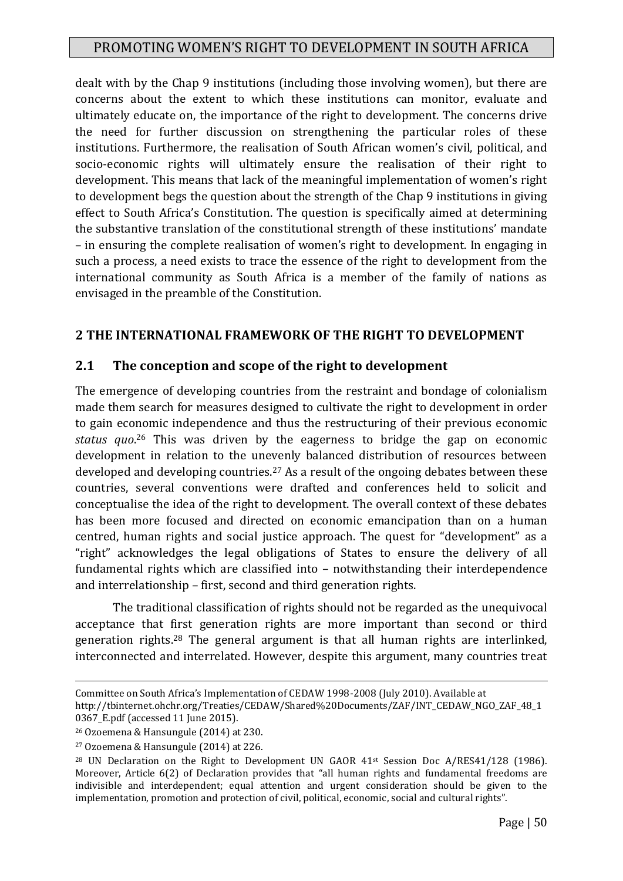dealt with by the Chap 9 institutions (including those involving women), but there are concerns about the extent to which these institutions can monitor, evaluate and ultimately educate on, the importance of the right to development. The concerns drive the need for further discussion on strengthening the particular roles of these institutions. Furthermore, the realisation of South African women's civil, political, and socio-economic rights will ultimately ensure the realisation of their right to development. This means that lack of the meaningful implementation of women's right to development begs the question about the strength of the Chap 9 institutions in giving effect to South Africa's Constitution. The question is specifically aimed at determining the substantive translation of the constitutional strength of these institutions' mandate – in ensuring the complete realisation of women's right to development. In engaging in such a process, a need exists to trace the essence of the right to development from the international community as South Africa is a member of the family of nations as envisaged in the preamble of the Constitution.

## 2 THE INTERNATIONAL FRAMEWORK OF THE RIGHT TO DEVELOPMENT

### 2.1 The conception and scope of the right to development

The emergence of developing countries from the restraint and bondage of colonialism made them search for measures designed to cultivate the right to development in order to gain economic independence and thus the restructuring of their previous economic *status quo*.[26] This was driven by the eagerness to bridge the gap on economic development in relation to the unevenly balanced distribution of resources between developed and developing countries.[27] As a result of the ongoing debates between these countries, several conventions were drafted and conferences held to solicit and conceptualise the idea of the right to development. The overall context of these debates has been more focused and directed on economic emancipation than on a human centred, human rights and social justice approach. The quest for "development" as a "right" acknowledges the legal obligations of States to ensure the delivery of all fundamental rights which are classified into – notwithstanding their interdependence and interrelationship – first, second and third generation rights.

The traditional classification of rights should not be regarded as the unequivocal acceptance that first generation rights are more important than second or third generation rights.[28] The general argument is that all human rights are interlinked, interconnected and interrelated. However, despite this argument, many countries treat

---

Committee on South Africa's Implementation of CEDAW 1998-2008 (July 2010). Available at http://tbinternet.ohchr.org/Treaties/CEDAW/Shared%20Documents/ZAF/INT_CEDAW_NGO_ZAF_48_10367_E.pdf (accessed 11 June 2015).

[26] Ozoemena & Hansungule (2014) at 230.

[27] Ozoemena & Hansungule (2014) at 226.

[28] UN Declaration on the Right to Development UN GAOR 41st Session Doc A/RES41/128 (1986). Moreover, Article 6(2) of Declaration provides that "all human rights and fundamental freedoms are indivisible and interdependent; equal attention and urgent consideration should be given to the implementation, promotion and protection of civil, political, economic, social and cultural rights".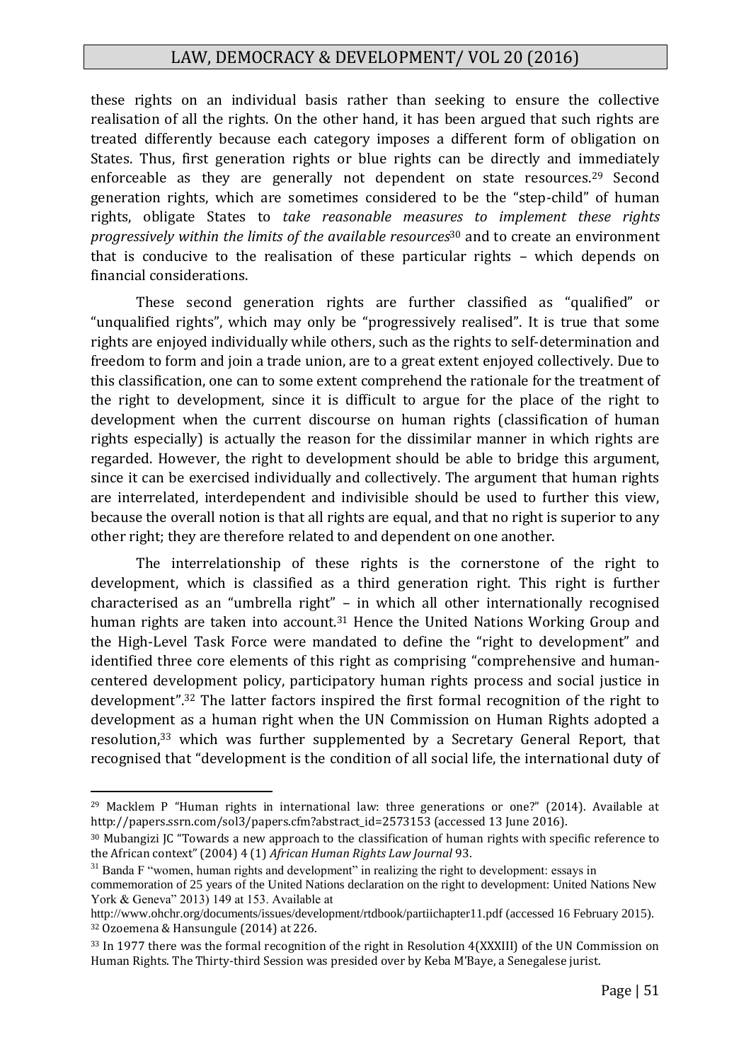these rights on an individual basis rather than seeking to ensure the collective realisation of all the rights. On the other hand, it has been argued that such rights are treated differently because each category imposes a different form of obligation on States. Thus, first generation rights or blue rights can be directly and immediately enforceable as they are generally not dependent on state resources.[29] Second generation rights, which are sometimes considered to be the "step-child" of human rights, obligate States to *take reasonable measures to implement these rights progressively within the limits of the available resources*[30] and to create an environment that is conducive to the realisation of these particular rights – which depends on financial considerations.

These second generation rights are further classified as "qualified" or "unqualified rights", which may only be "progressively realised". It is true that some rights are enjoyed individually while others, such as the rights to self-determination and freedom to form and join a trade union, are to a great extent enjoyed collectively. Due to this classification, one can to some extent comprehend the rationale for the treatment of the right to development, since it is difficult to argue for the place of the right to development when the current discourse on human rights (classification of human rights especially) is actually the reason for the dissimilar manner in which rights are regarded. However, the right to development should be able to bridge this argument, since it can be exercised individually and collectively. The argument that human rights are interrelated, interdependent and indivisible should be used to further this view, because the overall notion is that all rights are equal, and that no right is superior to any other right; they are therefore related to and dependent on one another.

The interrelationship of these rights is the cornerstone of the right to development, which is classified as a third generation right. This right is further characterised as an "umbrella right" – in which all other internationally recognised human rights are taken into account.[31] Hence the United Nations Working Group and the High-Level Task Force were mandated to define the "right to development" and identified three core elements of this right as comprising "comprehensive and human-centered development policy, participatory human rights process and social justice in development".[32] The latter factors inspired the first formal recognition of the right to development as a human right when the UN Commission on Human Rights adopted a resolution,[33] which was further supplemented by a Secretary General Report, that recognised that "development is the condition of all social life, the international duty of

---

[29] Macklem P "Human rights in international law: three generations or one?" (2014). Available at http://papers.ssrn.com/sol3/papers.cfm?abstract_id=2573153 (accessed 13 June 2016).

[30] Mubangizi JC "Towards a new approach to the classification of human rights with specific reference to the African context" (2004) 4 (1) *African Human Rights Law Journal* 93.

[31] Banda F "women, human rights and development" in realizing the right to development: essays in commemoration of 25 years of the United Nations declaration on the right to development: United Nations New York & Geneva" 2013) 149 at 153. Available at http://www.ohchr.org/documents/issues/development/rtdbook/partiichapter11.pdf (accessed 16 February 2015).

[32] Ozoemena & Hansungule (2014) at 226.

[33] In 1977 there was the formal recognition of the right in Resolution 4(XXXIII) of the UN Commission on Human Rights. The Thirty-third Session was presided over by Keba M'Baye, a Senegalese jurist.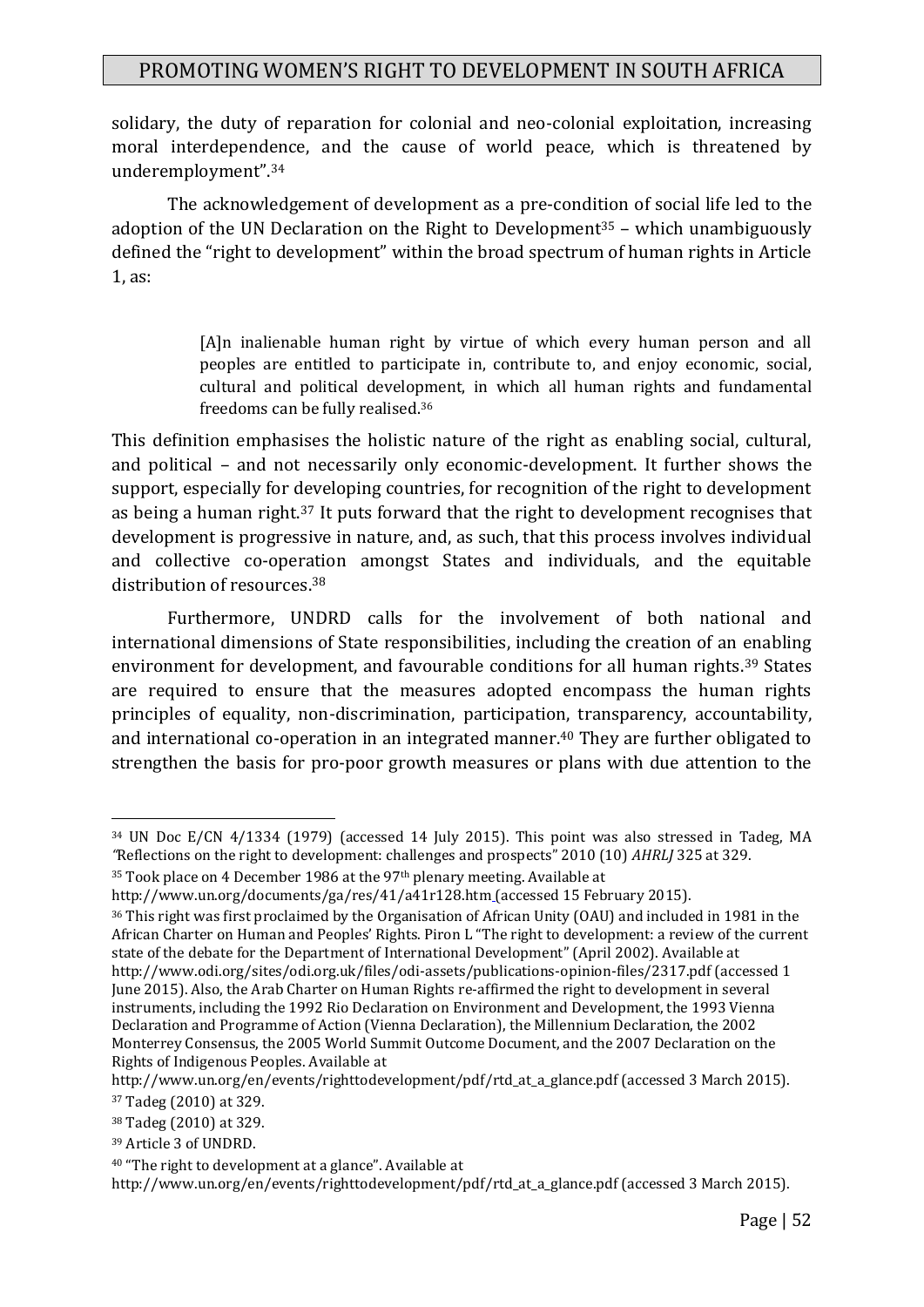solidary, the duty of reparation for colonial and neo-colonial exploitation, increasing moral interdependence, and the cause of world peace, which is threatened by underemployment".[34]

The acknowledgement of development as a pre-condition of social life led to the adoption of the UN Declaration on the Right to Development[35] – which unambiguously defined the "right to development" within the broad spectrum of human rights in Article 1, as:

> [A]n inalienable human right by virtue of which every human person and all peoples are entitled to participate in, contribute to, and enjoy economic, social, cultural and political development, in which all human rights and fundamental freedoms can be fully realised.[36]

This definition emphasises the holistic nature of the right as enabling social, cultural, and political – and not necessarily only economic-development. It further shows the support, especially for developing countries, for recognition of the right to development as being a human right.[37] It puts forward that the right to development recognises that development is progressive in nature, and, as such, that this process involves individual and collective co-operation amongst States and individuals, and the equitable distribution of resources.[38]

Furthermore, UNDRD calls for the involvement of both national and international dimensions of State responsibilities, including the creation of an enabling environment for development, and favourable conditions for all human rights.[39] States are required to ensure that the measures adopted encompass the human rights principles of equality, non-discrimination, participation, transparency, accountability, and international co-operation in an integrated manner.[40] They are further obligated to strengthen the basis for pro-poor growth measures or plans with due attention to the

---

[34] UN Doc E/CN 4/1334 (1979) (accessed 14 July 2015). This point was also stressed in Tadeg, MA "Reflections on the right to development: challenges and prospects" 2010 (10) *AHRLJ* 325 at 329.

[35] Took place on 4 December 1986 at the 97th plenary meeting. Available at http://www.un.org/documents/ga/res/41/a41r128.htm (accessed 15 February 2015).

[36] This right was first proclaimed by the Organisation of African Unity (OAU) and included in 1981 in the African Charter on Human and Peoples' Rights. Piron L "The right to development: a review of the current state of the debate for the Department of International Development" (April 2002). Available at http://www.odi.org/sites/odi.org.uk/files/odi-assets/publications-opinion-files/2317.pdf (accessed 1 June 2015). Also, the Arab Charter on Human Rights re-affirmed the right to development in several instruments, including the 1992 Rio Declaration on Environment and Development, the 1993 Vienna Declaration and Programme of Action (Vienna Declaration), the Millennium Declaration, the 2002 Monterrey Consensus, the 2005 World Summit Outcome Document, and the 2007 Declaration on the Rights of Indigenous Peoples. Available at http://www.un.org/en/events/righttodevelopment/pdf/rtd_at_a_glance.pdf (accessed 3 March 2015).

[37] Tadeg (2010) at 329.

[38] Tadeg (2010) at 329.

[39] Article 3 of UNDRD.

[40] "The right to development at a glance". Available at http://www.un.org/en/events/righttodevelopment/pdf/rtd_at_a_glance.pdf (accessed 3 March 2015).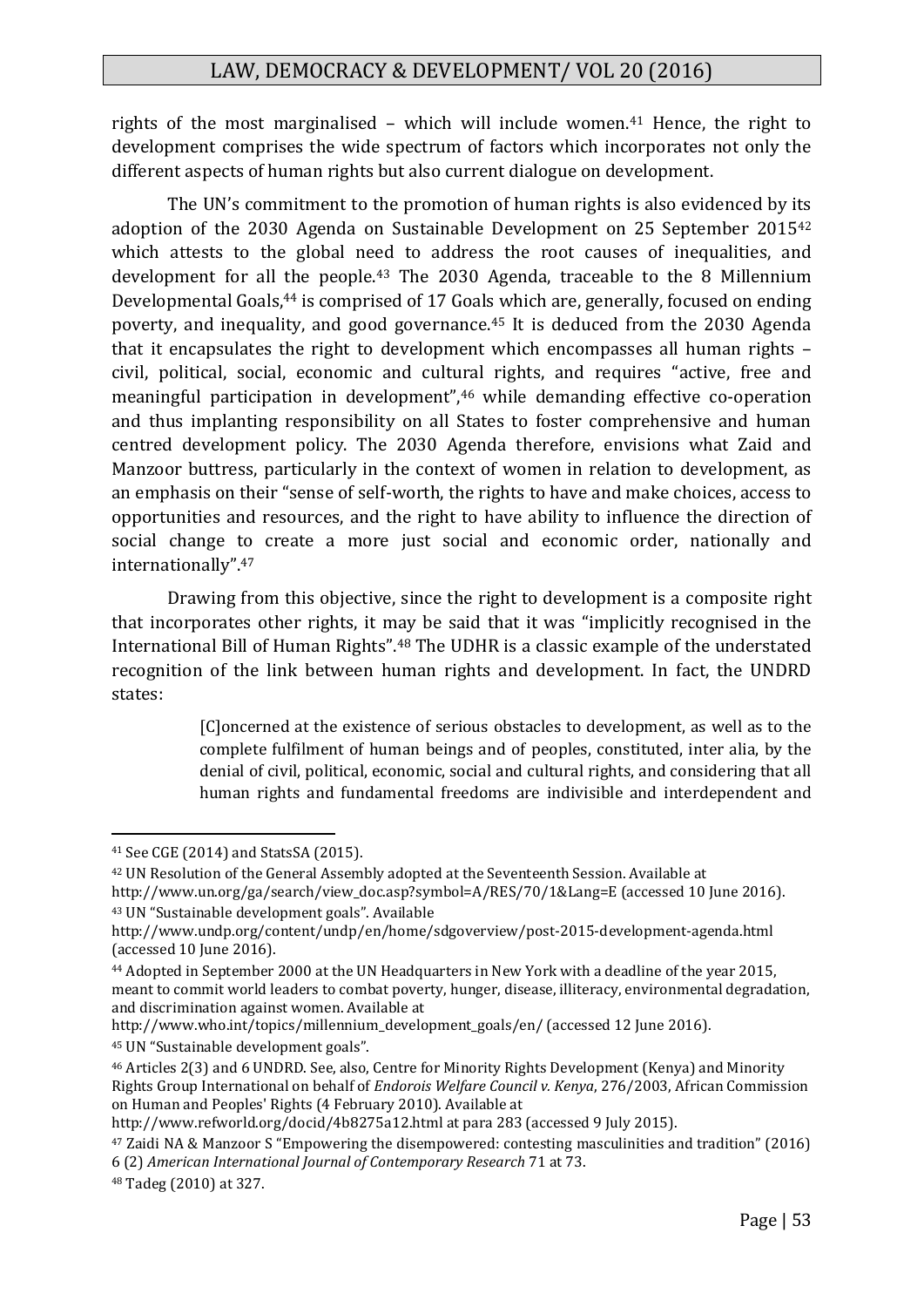rights of the most marginalised – which will include women.[41] Hence, the right to development comprises the wide spectrum of factors which incorporates not only the different aspects of human rights but also current dialogue on development.

The UN's commitment to the promotion of human rights is also evidenced by its adoption of the 2030 Agenda on Sustainable Development on 25 September 2015[42] which attests to the global need to address the root causes of inequalities, and development for all the people.[43] The 2030 Agenda, traceable to the 8 Millennium Developmental Goals,[44] is comprised of 17 Goals which are, generally, focused on ending poverty, and inequality, and good governance.[45] It is deduced from the 2030 Agenda that it encapsulates the right to development which encompasses all human rights – civil, political, social, economic and cultural rights, and requires "active, free and meaningful participation in development",[46] while demanding effective co-operation and thus implanting responsibility on all States to foster comprehensive and human centred development policy. The 2030 Agenda therefore, envisions what Zaid and Manzoor buttress, particularly in the context of women in relation to development, as an emphasis on their "sense of self-worth, the rights to have and make choices, access to opportunities and resources, and the right to have ability to influence the direction of social change to create a more just social and economic order, nationally and internationally".[47]

Drawing from this objective, since the right to development is a composite right that incorporates other rights, it may be said that it was "implicitly recognised in the International Bill of Human Rights".[48] The UDHR is a classic example of the understated recognition of the link between human rights and development. In fact, the UNDRD states:

> [C]oncerned at the existence of serious obstacles to development, as well as to the complete fulfilment of human beings and of peoples, constituted, inter alia, by the denial of civil, political, economic, social and cultural rights, and considering that all human rights and fundamental freedoms are indivisible and interdependent and

---

[41] See CGE (2014) and StatsSA (2015).

[42] UN Resolution of the General Assembly adopted at the Seventeenth Session. Available at http://www.un.org/ga/search/view_doc.asp?symbol=A/RES/70/1&Lang=E (accessed 10 June 2016).

[43] UN "Sustainable development goals". Available http://www.undp.org/content/undp/en/home/sdgoverview/post-2015-development-agenda.html (accessed 10 June 2016).

[44] Adopted in September 2000 at the UN Headquarters in New York with a deadline of the year 2015, meant to commit world leaders to combat poverty, hunger, disease, illiteracy, environmental degradation, and discrimination against women. Available at http://www.who.int/topics/millennium_development_goals/en/ (accessed 12 June 2016).

[45] UN "Sustainable development goals".

[46] Articles 2(3) and 6 UNDRD. See, also, Centre for Minority Rights Development (Kenya) and Minority Rights Group International on behalf of *Endorois Welfare Council v. Kenya*, 276/2003, African Commission on Human and Peoples' Rights (4 February 2010). Available at http://www.refworld.org/docid/4b8275a12.html at para 283 (accessed 9 July 2015).

[47] Zaidi NA & Manzoor S "Empowering the disempowered: contesting masculinities and tradition" (2016) 6 (2) *American International Journal of Contemporary Research* 71 at 73.

[48] Tadeg (2010) at 327.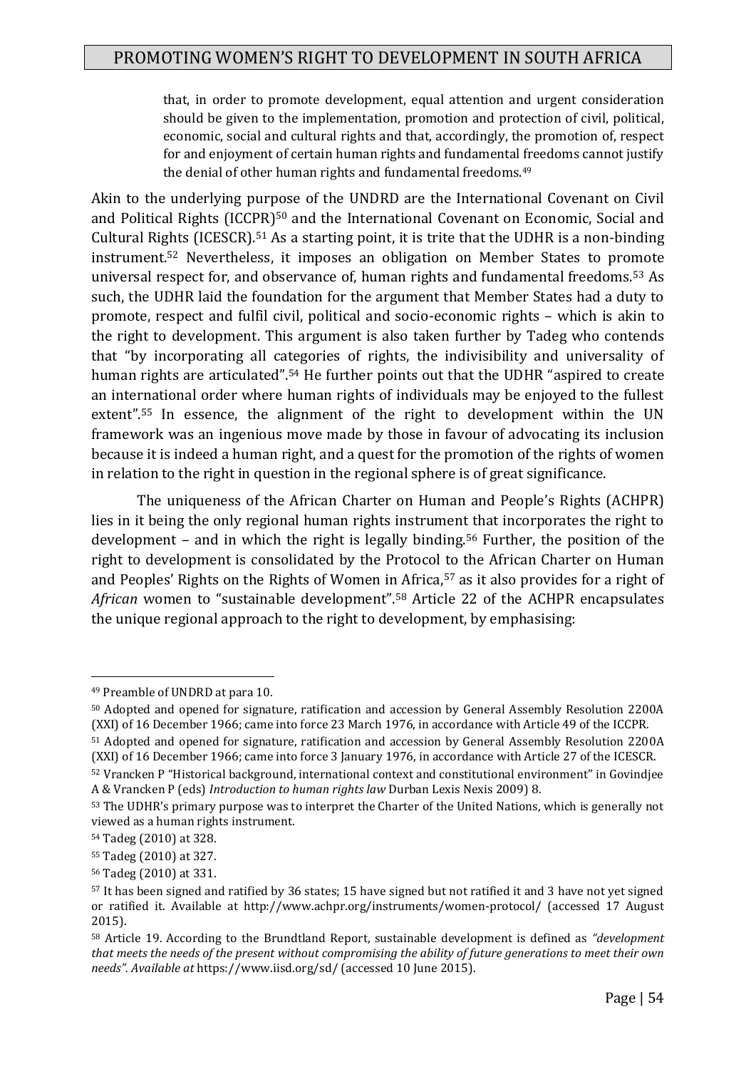> that, in order to promote development, equal attention and urgent consideration should be given to the implementation, promotion and protection of civil, political, economic, social and cultural rights and that, accordingly, the promotion of, respect for and enjoyment of certain human rights and fundamental freedoms cannot justify the denial of other human rights and fundamental freedoms.[49]

Akin to the underlying purpose of the UNDRD are the International Covenant on Civil and Political Rights (ICCPR)[50] and the International Covenant on Economic, Social and Cultural Rights (ICESCR).[51] As a starting point, it is trite that the UDHR is a non-binding instrument.[52] Nevertheless, it imposes an obligation on Member States to promote universal respect for, and observance of, human rights and fundamental freedoms.[53] As such, the UDHR laid the foundation for the argument that Member States had a duty to promote, respect and fulfil civil, political and socio-economic rights – which is akin to the right to development. This argument is also taken further by Tadeg who contends that "by incorporating all categories of rights, the indivisibility and universality of human rights are articulated".[54] He further points out that the UDHR "aspired to create an international order where human rights of individuals may be enjoyed to the fullest extent".[55] In essence, the alignment of the right to development within the UN framework was an ingenious move made by those in favour of advocating its inclusion because it is indeed a human right, and a quest for the promotion of the rights of women in relation to the right in question in the regional sphere is of great significance.

The uniqueness of the African Charter on Human and People's Rights (ACHPR) lies in it being the only regional human rights instrument that incorporates the right to development – and in which the right is legally binding.[56] Further, the position of the right to development is consolidated by the Protocol to the African Charter on Human and Peoples' Rights on the Rights of Women in Africa,[57] as it also provides for a right of *African* women to "sustainable development".[58] Article 22 of the ACHPR encapsulates the unique regional approach to the right to development, by emphasising:

---

[49] Preamble of UNDRD at para 10.

[50] Adopted and opened for signature, ratification and accession by General Assembly Resolution 2200A (XXI) of 16 December 1966; came into force 23 March 1976, in accordance with Article 49 of the ICCPR.

[51] Adopted and opened for signature, ratification and accession by General Assembly Resolution 2200A (XXI) of 16 December 1966; came into force 3 January 1976, in accordance with Article 27 of the ICESCR.

[52] Vrancken P "Historical background, international context and constitutional environment" in Govindjee A & Vrancken P (eds) *Introduction to human rights law* Durban Lexis Nexis 2009) 8.

[53] The UDHR's primary purpose was to interpret the Charter of the United Nations, which is generally not viewed as a human rights instrument.

[54] Tadeg (2010) at 328.

[55] Tadeg (2010) at 327.

[56] Tadeg (2010) at 331.

[57] It has been signed and ratified by 36 states; 15 have signed but not ratified it and 3 have not yet signed or ratified it. Available at http://www.achpr.org/instruments/women-protocol/ (accessed 17 August 2015).

[58] Article 19. According to the Brundtland Report, sustainable development is defined as *"development that meets the needs of the present without compromising the ability of future generations to meet their own needs". Available at* https://www.iisd.org/sd/ (accessed 10 June 2015).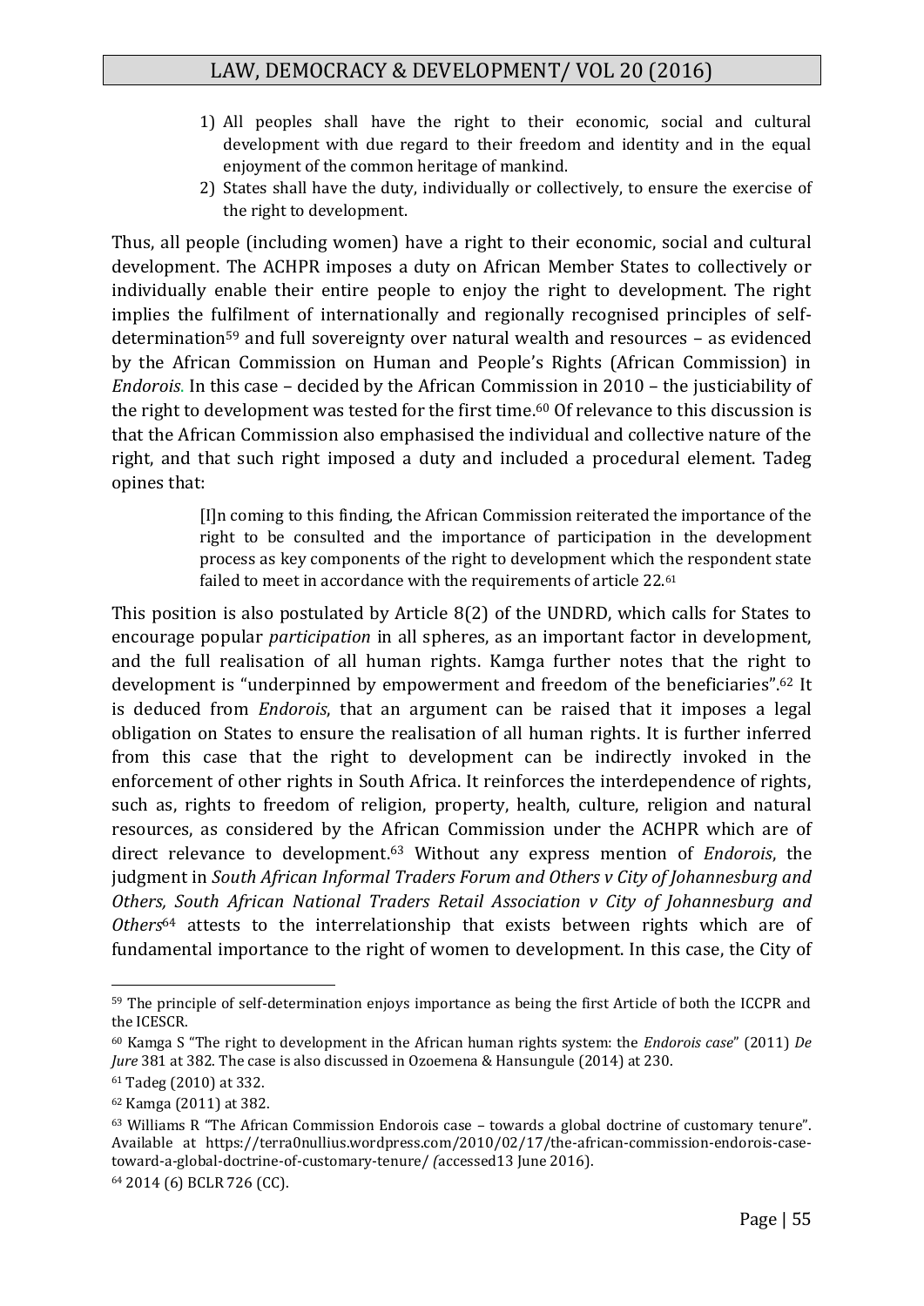1) All peoples shall have the right to their economic, social and cultural development with due regard to their freedom and identity and in the equal enjoyment of the common heritage of mankind.
2) States shall have the duty, individually or collectively, to ensure the exercise of the right to development.

Thus, all people (including women) have a right to their economic, social and cultural development. The ACHPR imposes a duty on African Member States to collectively or individually enable their entire people to enjoy the right to development. The right implies the fulfilment of internationally and regionally recognised principles of self-determination[59] and full sovereignty over natural wealth and resources – as evidenced by the African Commission on Human and People's Rights (African Commission) in *Endorois*. In this case – decided by the African Commission in 2010 – the justiciability of the right to development was tested for the first time.[60] Of relevance to this discussion is that the African Commission also emphasised the individual and collective nature of the right, and that such right imposed a duty and included a procedural element. Tadeg opines that:

> [I]n coming to this finding, the African Commission reiterated the importance of the right to be consulted and the importance of participation in the development process as key components of the right to development which the respondent state failed to meet in accordance with the requirements of article 22.[61]

This position is also postulated by Article 8(2) of the UNDRD, which calls for States to encourage popular *participation* in all spheres, as an important factor in development, and the full realisation of all human rights. Kamga further notes that the right to development is "underpinned by empowerment and freedom of the beneficiaries".[62] It is deduced from *Endorois*, that an argument can be raised that it imposes a legal obligation on States to ensure the realisation of all human rights. It is further inferred from this case that the right to development can be indirectly invoked in the enforcement of other rights in South Africa. It reinforces the interdependence of rights, such as, rights to freedom of religion, property, health, culture, religion and natural resources, as considered by the African Commission under the ACHPR which are of direct relevance to development.[63] Without any express mention of *Endorois*, the judgment in *South African Informal Traders Forum and Others v City of Johannesburg and Others, South African National Traders Retail Association v City of Johannesburg and Others*[64] attests to the interrelationship that exists between rights which are of fundamental importance to the right of women to development. In this case, the City of

---

[59] The principle of self-determination enjoys importance as being the first Article of both the ICCPR and the ICESCR.

[60] Kamga S "The right to development in the African human rights system: the *Endorois case*" (2011) *De Jure* 381 at 382. The case is also discussed in Ozoemena & Hansungule (2014) at 230.

[61] Tadeg (2010) at 332.

[62] Kamga (2011) at 382.

[63] Williams R "The African Commission Endorois case – towards a global doctrine of customary tenure". Available at https://terra0nullius.wordpress.com/2010/02/17/the-african-commission-endorois-case-toward-a-global-doctrine-of-customary-tenure/ *(*accessed13 June 2016).

[64] 2014 (6) BCLR 726 (CC).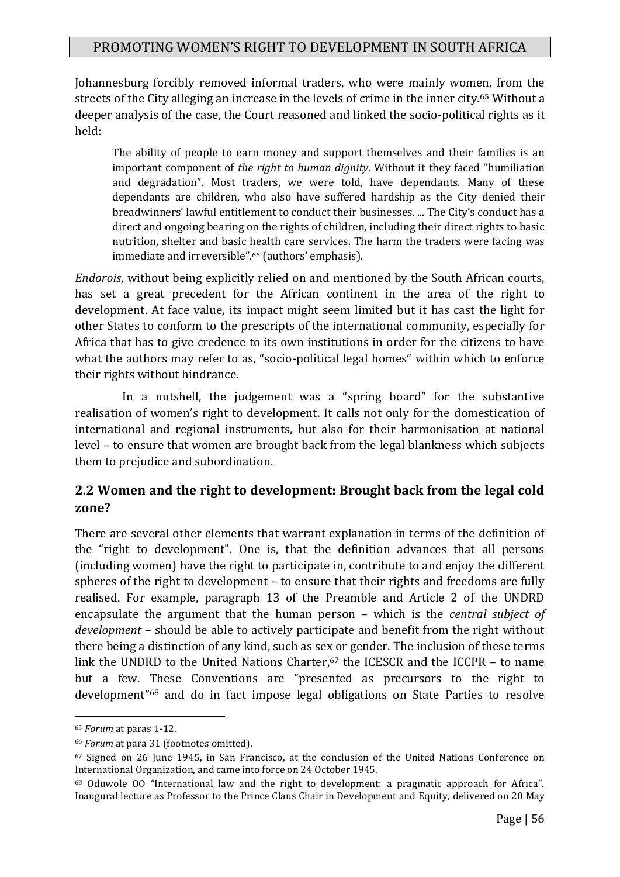Johannesburg forcibly removed informal traders, who were mainly women, from the streets of the City alleging an increase in the levels of crime in the inner city.[65] Without a deeper analysis of the case, the Court reasoned and linked the socio-political rights as it held:

> The ability of people to earn money and support themselves and their families is an important component of *the right to human dignity*. Without it they faced "humiliation and degradation". Most traders, we were told, have dependants. Many of these dependants are children, who also have suffered hardship as the City denied their breadwinners' lawful entitlement to conduct their businesses. ... The City's conduct has a direct and ongoing bearing on the rights of children, including their direct rights to basic nutrition, shelter and basic health care services. The harm the traders were facing was immediate and irreversible".[66] (authors' emphasis).

*Endorois*, without being explicitly relied on and mentioned by the South African courts, has set a great precedent for the African continent in the area of the right to development. At face value, its impact might seem limited but it has cast the light for other States to conform to the prescripts of the international community, especially for Africa that has to give credence to its own institutions in order for the citizens to have what the authors may refer to as, "socio-political legal homes" within which to enforce their rights without hindrance.

In a nutshell, the judgement was a "spring board" for the substantive realisation of women's right to development. It calls not only for the domestication of international and regional instruments, but also for their harmonisation at national level – to ensure that women are brought back from the legal blankness which subjects them to prejudice and subordination.

## 2.2 Women and the right to development: Brought back from the legal cold zone?

There are several other elements that warrant explanation in terms of the definition of the "right to development". One is, that the definition advances that all persons (including women) have the right to participate in, contribute to and enjoy the different spheres of the right to development – to ensure that their rights and freedoms are fully realised. For example, paragraph 13 of the Preamble and Article 2 of the UNDRD encapsulate the argument that the human person – which is the *central subject of development* – should be able to actively participate and benefit from the right without there being a distinction of any kind, such as sex or gender. The inclusion of these terms link the UNDRD to the United Nations Charter,[67] the ICESCR and the ICCPR – to name but a few. These Conventions are "presented as precursors to the right to development"[68] and do in fact impose legal obligations on State Parties to resolve

---

[65] *Forum* at paras 1-12.

[66] *Forum* at para 31 (footnotes omitted).

[67] Signed on 26 June 1945, in San Francisco, at the conclusion of the United Nations Conference on International Organization, and came into force on 24 October 1945.

[68] Oduwole OO "International law and the right to development: a pragmatic approach for Africa". Inaugural lecture as Professor to the Prince Claus Chair in Development and Equity, delivered on 20 May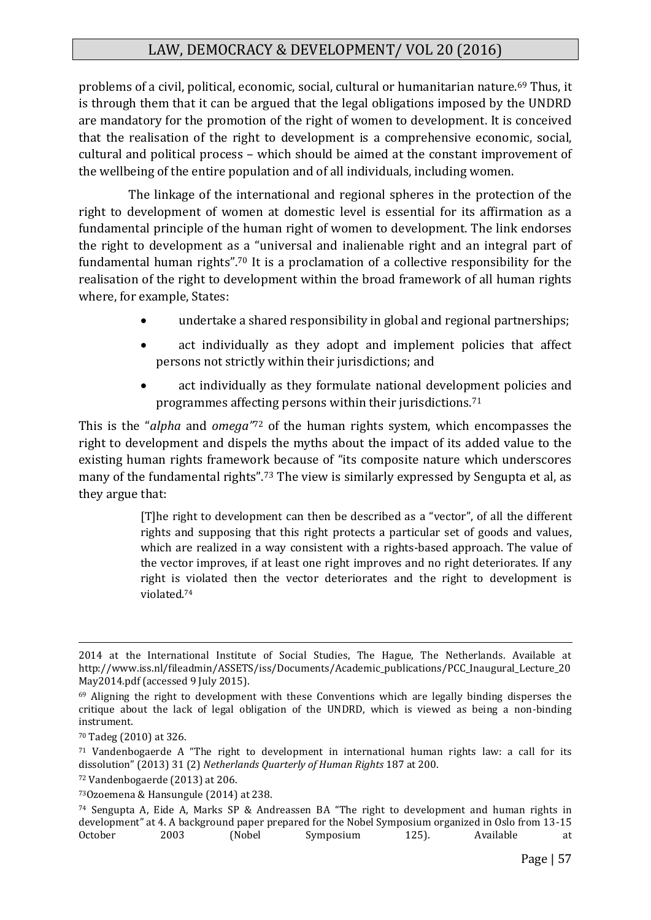problems of a civil, political, economic, social, cultural or humanitarian nature.[69] Thus, it is through them that it can be argued that the legal obligations imposed by the UNDRD are mandatory for the promotion of the right of women to development. It is conceived that the realisation of the right to development is a comprehensive economic, social, cultural and political process – which should be aimed at the constant improvement of the wellbeing of the entire population and of all individuals, including women.

The linkage of the international and regional spheres in the protection of the right to development of women at domestic level is essential for its affirmation as a fundamental principle of the human right of women to development. The link endorses the right to development as a "universal and inalienable right and an integral part of fundamental human rights".[70] It is a proclamation of a collective responsibility for the realisation of the right to development within the broad framework of all human rights where, for example, States:

- undertake a shared responsibility in global and regional partnerships;
- act individually as they adopt and implement policies that affect persons not strictly within their jurisdictions; and
- act individually as they formulate national development policies and programmes affecting persons within their jurisdictions.[71]

This is the "*alpha* and *omega"*[72] of the human rights system, which encompasses the right to development and dispels the myths about the impact of its added value to the existing human rights framework because of "its composite nature which underscores many of the fundamental rights".[73] The view is similarly expressed by Sengupta et al, as they argue that:

> [T]he right to development can then be described as a "vector", of all the different rights and supposing that this right protects a particular set of goods and values, which are realized in a way consistent with a rights-based approach. The value of the vector improves, if at least one right improves and no right deteriorates. If any right is violated then the vector deteriorates and the right to development is violated.[74]

---

2014 at the International Institute of Social Studies, The Hague, The Netherlands. Available at http://www.iss.nl/fileadmin/ASSETS/iss/Documents/Academic_publications/PCC_Inaugural_Lecture_20May2014.pdf (accessed 9 July 2015).

[69] Aligning the right to development with these Conventions which are legally binding disperses the critique about the lack of legal obligation of the UNDRD, which is viewed as being a non-binding instrument.

[70] Tadeg (2010) at 326.

[71] Vandenbogaerde A "The right to development in international human rights law: a call for its dissolution" (2013) 31 (2) *Netherlands Quarterly of Human Rights* 187 at 200.

[72] Vandenbogaerde (2013) at 206.

[73] Ozoemena & Hansungule (2014) at 238.

[74] Sengupta A, Eide A, Marks SP & Andreassen BA "The right to development and human rights in development" at 4. A background paper prepared for the Nobel Symposium organized in Oslo from 13-15 October 2003 (Nobel Symposium 125). Available at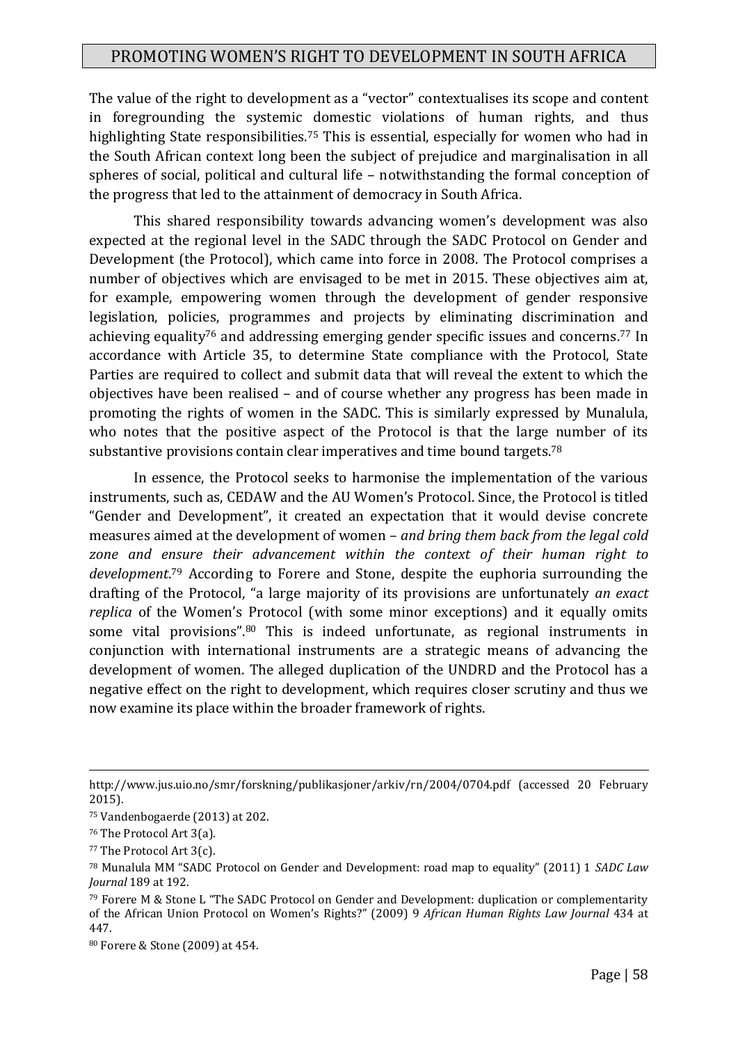The value of the right to development as a "vector" contextualises its scope and content in foregrounding the systemic domestic violations of human rights, and thus highlighting State responsibilities.[75] This is essential, especially for women who had in the South African context long been the subject of prejudice and marginalisation in all spheres of social, political and cultural life – notwithstanding the formal conception of the progress that led to the attainment of democracy in South Africa.

This shared responsibility towards advancing women's development was also expected at the regional level in the SADC through the SADC Protocol on Gender and Development (the Protocol), which came into force in 2008. The Protocol comprises a number of objectives which are envisaged to be met in 2015. These objectives aim at, for example, empowering women through the development of gender responsive legislation, policies, programmes and projects by eliminating discrimination and achieving equality[76] and addressing emerging gender specific issues and concerns.[77] In accordance with Article 35, to determine State compliance with the Protocol, State Parties are required to collect and submit data that will reveal the extent to which the objectives have been realised – and of course whether any progress has been made in promoting the rights of women in the SADC. This is similarly expressed by Munalula, who notes that the positive aspect of the Protocol is that the large number of its substantive provisions contain clear imperatives and time bound targets.[78]

In essence, the Protocol seeks to harmonise the implementation of the various instruments, such as, CEDAW and the AU Women's Protocol. Since, the Protocol is titled "Gender and Development", it created an expectation that it would devise concrete measures aimed at the development of women – *and bring them back from the legal cold zone and ensure their advancement within the context of their human right to development*.[79] According to Forere and Stone, despite the euphoria surrounding the drafting of the Protocol, "a large majority of its provisions are unfortunately *an exact replica* of the Women's Protocol (with some minor exceptions) and it equally omits some vital provisions".[80] This is indeed unfortunate, as regional instruments in conjunction with international instruments are a strategic means of advancing the development of women. The alleged duplication of the UNDRD and the Protocol has a negative effect on the right to development, which requires closer scrutiny and thus we now examine its place within the broader framework of rights.

---

http://www.jus.uio.no/smr/forskning/publikasjoner/arkiv/rn/2004/0704.pdf (accessed 20 February 2015).

[75] Vandenbogaerde (2013) at 202.

[76] The Protocol Art 3(a).

[77] The Protocol Art 3(c).

[78] Munalula MM "SADC Protocol on Gender and Development: road map to equality" (2011) 1 *SADC Law Journal* 189 at 192.

[79] Forere M & Stone L "The SADC Protocol on Gender and Development: duplication or complementarity of the African Union Protocol on Women's Rights?" (2009) 9 *African Human Rights Law Journal* 434 at 447.

[80] Forere & Stone (2009) at 454.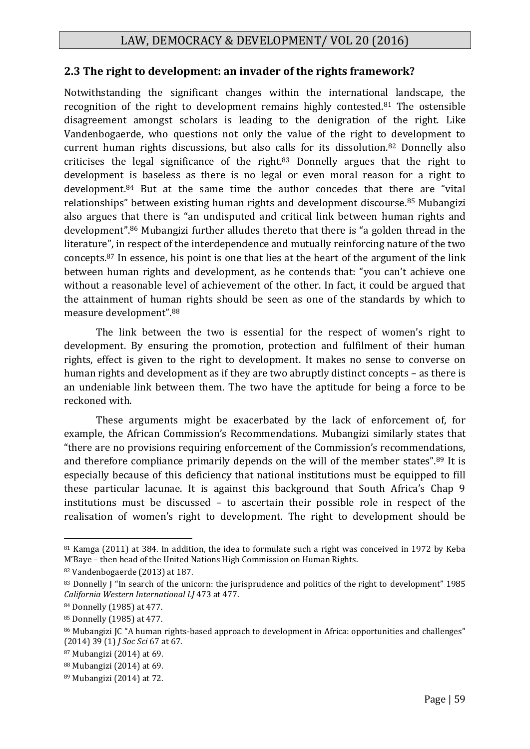### 2.3 The right to development: an invader of the rights framework?

Notwithstanding the significant changes within the international landscape, the recognition of the right to development remains highly contested.[81] The ostensible disagreement amongst scholars is leading to the denigration of the right. Like Vandenbogaerde, who questions not only the value of the right to development to current human rights discussions, but also calls for its dissolution.[82] Donnelly also criticises the legal significance of the right.[83] Donnelly argues that the right to development is baseless as there is no legal or even moral reason for a right to development.[84] But at the same time the author concedes that there are "vital relationships" between existing human rights and development discourse.[85] Mubangizi also argues that there is "an undisputed and critical link between human rights and development".[86] Mubangizi further alludes thereto that there is "a golden thread in the literature", in respect of the interdependence and mutually reinforcing nature of the two concepts.[87] In essence, his point is one that lies at the heart of the argument of the link between human rights and development, as he contends that: "you can't achieve one without a reasonable level of achievement of the other. In fact, it could be argued that the attainment of human rights should be seen as one of the standards by which to measure development".[88]

The link between the two is essential for the respect of women's right to development. By ensuring the promotion, protection and fulfilment of their human rights, effect is given to the right to development. It makes no sense to converse on human rights and development as if they are two abruptly distinct concepts – as there is an undeniable link between them. The two have the aptitude for being a force to be reckoned with.

These arguments might be exacerbated by the lack of enforcement of, for example, the African Commission's Recommendations. Mubangizi similarly states that "there are no provisions requiring enforcement of the Commission's recommendations, and therefore compliance primarily depends on the will of the member states".[89] It is especially because of this deficiency that national institutions must be equipped to fill these particular lacunae. It is against this background that South Africa's Chap 9 institutions must be discussed – to ascertain their possible role in respect of the realisation of women's right to development. The right to development should be

---

[81] Kamga (2011) at 384. In addition, the idea to formulate such a right was conceived in 1972 by Keba M'Baye – then head of the United Nations High Commission on Human Rights.

[82] Vandenbogaerde (2013) at 187.

[83] Donnelly J "In search of the unicorn: the jurisprudence and politics of the right to development" 1985 *California Western International LJ* 473 at 477.

[84] Donnelly (1985) at 477.

[85] Donnelly (1985) at 477.

[86] Mubangizi JC "A human rights-based approach to development in Africa: opportunities and challenges" (2014) 39 (1) *J Soc Sci* 67 at 67.

[87] Mubangizi (2014) at 69.

[88] Mubangizi (2014) at 69.

[89] Mubangizi (2014) at 72.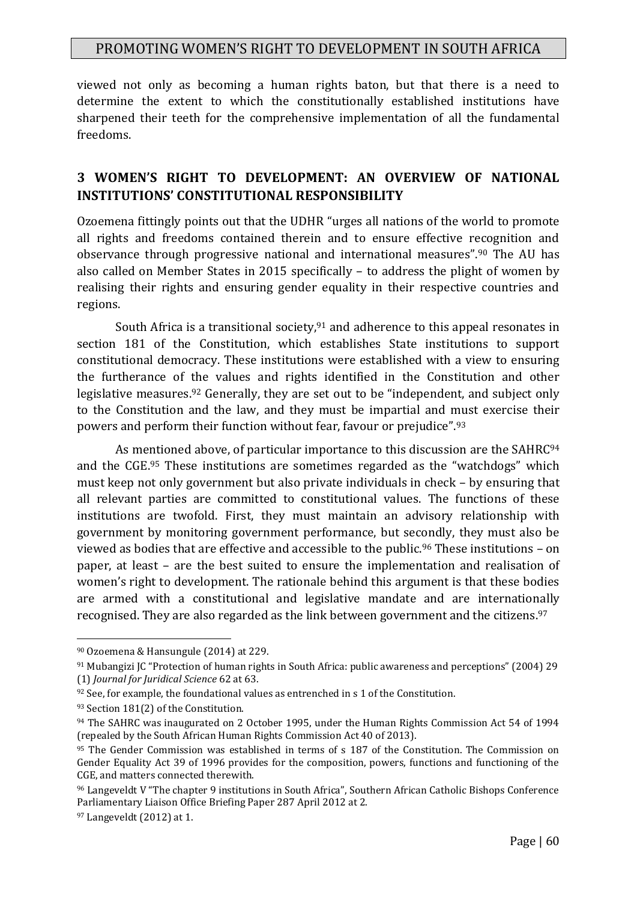viewed not only as becoming a human rights baton, but that there is a need to determine the extent to which the constitutionally established institutions have sharpened their teeth for the comprehensive implementation of all the fundamental freedoms.

## 3 WOMEN'S RIGHT TO DEVELOPMENT: AN OVERVIEW OF NATIONAL INSTITUTIONS' CONSTITUTIONAL RESPONSIBILITY

Ozoemena fittingly points out that the UDHR "urges all nations of the world to promote all rights and freedoms contained therein and to ensure effective recognition and observance through progressive national and international measures".[90] The AU has also called on Member States in 2015 specifically – to address the plight of women by realising their rights and ensuring gender equality in their respective countries and regions.

South Africa is a transitional society,[91] and adherence to this appeal resonates in section 181 of the Constitution, which establishes State institutions to support constitutional democracy. These institutions were established with a view to ensuring the furtherance of the values and rights identified in the Constitution and other legislative measures.[92] Generally, they are set out to be "independent, and subject only to the Constitution and the law, and they must be impartial and must exercise their powers and perform their function without fear, favour or prejudice".[93]

As mentioned above, of particular importance to this discussion are the SAHRC[94] and the CGE.[95] These institutions are sometimes regarded as the "watchdogs" which must keep not only government but also private individuals in check – by ensuring that all relevant parties are committed to constitutional values. The functions of these institutions are twofold. First, they must maintain an advisory relationship with government by monitoring government performance, but secondly, they must also be viewed as bodies that are effective and accessible to the public.[96] These institutions – on paper, at least – are the best suited to ensure the implementation and realisation of women's right to development. The rationale behind this argument is that these bodies are armed with a constitutional and legislative mandate and are internationally recognised. They are also regarded as the link between government and the citizens.[97]

---

[90] Ozoemena & Hansungule (2014) at 229.

[91] Mubangizi JC "Protection of human rights in South Africa: public awareness and perceptions" (2004) 29 (1) *Journal for Juridical Science* 62 at 63.

[92] See, for example, the foundational values as entrenched in s 1 of the Constitution.

[93] Section 181(2) of the Constitution.

[94] The SAHRC was inaugurated on 2 October 1995, under the Human Rights Commission Act 54 of 1994 (repealed by the South African Human Rights Commission Act 40 of 2013).

[95] The Gender Commission was established in terms of s 187 of the Constitution. The Commission on Gender Equality Act 39 of 1996 provides for the composition, powers, functions and functioning of the CGE, and matters connected therewith.

[96] Langeveldt V "The chapter 9 institutions in South Africa", Southern African Catholic Bishops Conference Parliamentary Liaison Office Briefing Paper 287 April 2012 at 2.

[97] Langeveldt (2012) at 1.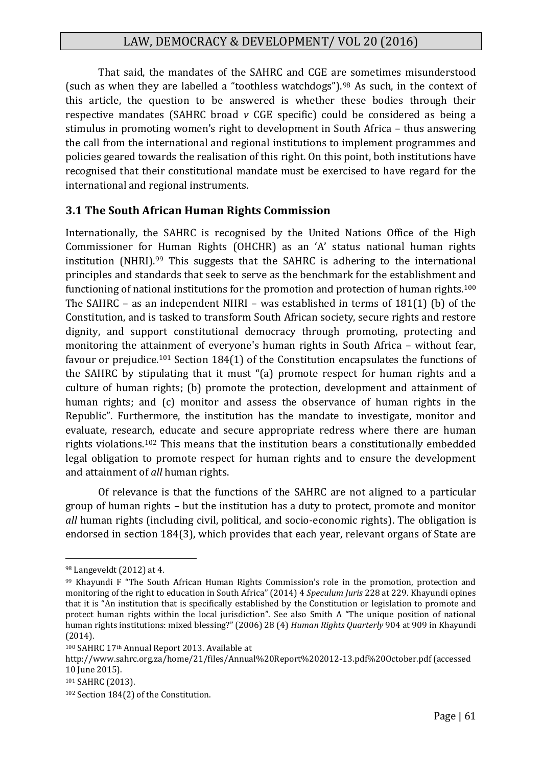That said, the mandates of the SAHRC and CGE are sometimes misunderstood (such as when they are labelled a "toothless watchdogs").[98] As such, in the context of this article, the question to be answered is whether these bodies through their respective mandates (SAHRC broad *v* CGE specific) could be considered as being a stimulus in promoting women's right to development in South Africa – thus answering the call from the international and regional institutions to implement programmes and policies geared towards the realisation of this right. On this point, both institutions have recognised that their constitutional mandate must be exercised to have regard for the international and regional instruments.

### 3.1 The South African Human Rights Commission

Internationally, the SAHRC is recognised by the United Nations Office of the High Commissioner for Human Rights (OHCHR) as an 'A' status national human rights institution (NHRI).[99] This suggests that the SAHRC is adhering to the international principles and standards that seek to serve as the benchmark for the establishment and functioning of national institutions for the promotion and protection of human rights.[100] The SAHRC – as an independent NHRI – was established in terms of 181(1) (b) of the Constitution, and is tasked to transform South African society, secure rights and restore dignity, and support constitutional democracy through promoting, protecting and monitoring the attainment of everyone's human rights in South Africa – without fear, favour or prejudice.[101] Section 184(1) of the Constitution encapsulates the functions of the SAHRC by stipulating that it must "(a) promote respect for human rights and a culture of human rights; (b) promote the protection, development and attainment of human rights; and (c) monitor and assess the observance of human rights in the Republic". Furthermore, the institution has the mandate to investigate, monitor and evaluate, research, educate and secure appropriate redress where there are human rights violations.[102] This means that the institution bears a constitutionally embedded legal obligation to promote respect for human rights and to ensure the development and attainment of *all* human rights.

Of relevance is that the functions of the SAHRC are not aligned to a particular group of human rights – but the institution has a duty to protect, promote and monitor *all* human rights (including civil, political, and socio-economic rights). The obligation is endorsed in section 184(3), which provides that each year, relevant organs of State are

---

[98] Langeveldt (2012) at 4.

[99] Khayundi F "The South African Human Rights Commission's role in the promotion, protection and monitoring of the right to education in South Africa" (2014) 4 *Speculum Juris* 228 at 229. Khayundi opines that it is "An institution that is specifically established by the Constitution or legislation to promote and protect human rights within the local jurisdiction". See also Smith A "The unique position of national human rights institutions: mixed blessing?" (2006) 28 (4) *Human Rights Quarterly* 904 at 909 in Khayundi (2014).

[100] SAHRC 17th Annual Report 2013. Available at http://www.sahrc.org.za/home/21/files/Annual%20Report%202012-13.pdf%20October.pdf (accessed 10 June 2015).

[101] SAHRC (2013).

[102] Section 184(2) of the Constitution.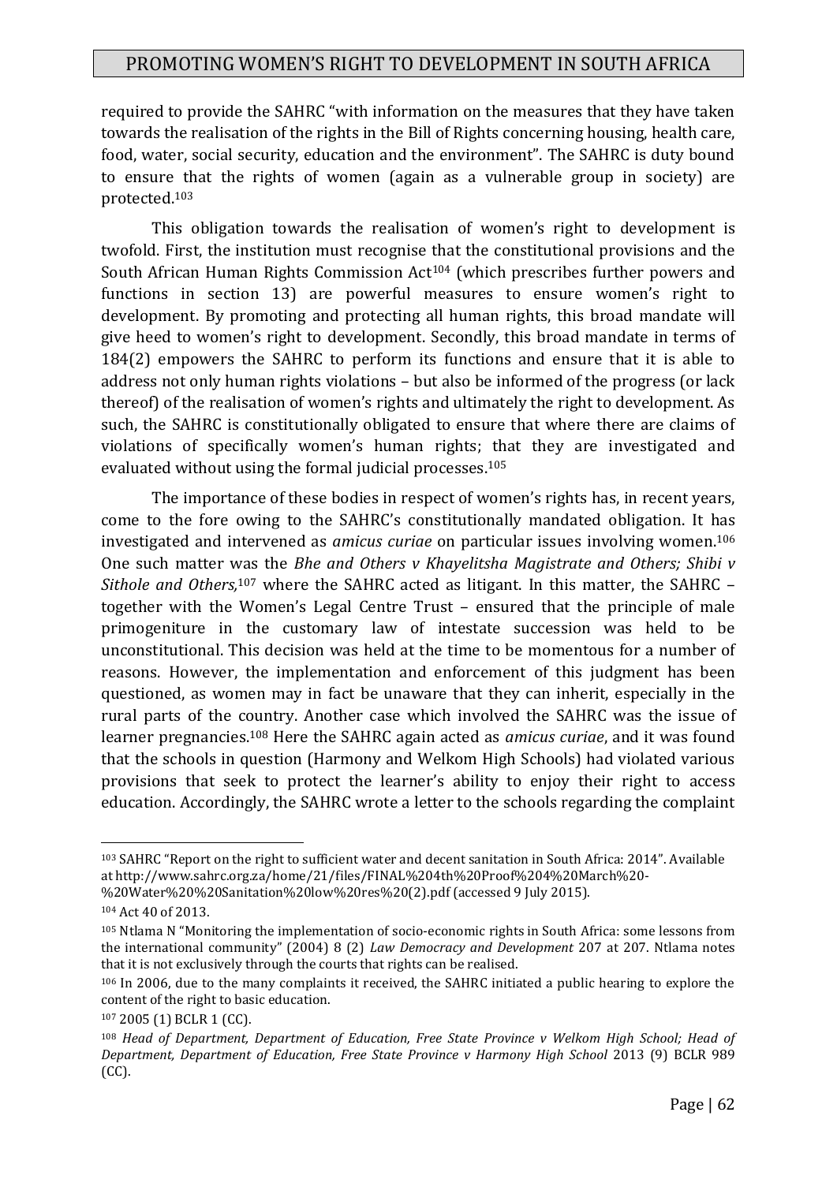required to provide the SAHRC "with information on the measures that they have taken towards the realisation of the rights in the Bill of Rights concerning housing, health care, food, water, social security, education and the environment". The SAHRC is duty bound to ensure that the rights of women (again as a vulnerable group in society) are protected.[103]

This obligation towards the realisation of women's right to development is twofold. First, the institution must recognise that the constitutional provisions and the South African Human Rights Commission Act[104] (which prescribes further powers and functions in section 13) are powerful measures to ensure women's right to development. By promoting and protecting all human rights, this broad mandate will give heed to women's right to development. Secondly, this broad mandate in terms of 184(2) empowers the SAHRC to perform its functions and ensure that it is able to address not only human rights violations – but also be informed of the progress (or lack thereof) of the realisation of women's rights and ultimately the right to development. As such, the SAHRC is constitutionally obligated to ensure that where there are claims of violations of specifically women's human rights; that they are investigated and evaluated without using the formal judicial processes.[105]

The importance of these bodies in respect of women's rights has, in recent years, come to the fore owing to the SAHRC's constitutionally mandated obligation. It has investigated and intervened as *amicus curiae* on particular issues involving women.[106] One such matter was the *Bhe and Others v Khayelitsha Magistrate and Others; Shibi v Sithole and Others*,[107] where the SAHRC acted as litigant. In this matter, the SAHRC – together with the Women's Legal Centre Trust – ensured that the principle of male primogeniture in the customary law of intestate succession was held to be unconstitutional. This decision was held at the time to be momentous for a number of reasons. However, the implementation and enforcement of this judgment has been questioned, as women may in fact be unaware that they can inherit, especially in the rural parts of the country. Another case which involved the SAHRC was the issue of learner pregnancies.[108] Here the SAHRC again acted as *amicus curiae*, and it was found that the schools in question (Harmony and Welkom High Schools) had violated various provisions that seek to protect the learner's ability to enjoy their right to access education. Accordingly, the SAHRC wrote a letter to the schools regarding the complaint

---

[103] SAHRC "Report on the right to sufficient water and decent sanitation in South Africa: 2014". Available at http://www.sahrc.org.za/home/21/files/FINAL%204th%20Proof%204%20March%20-%20Water%20%20Sanitation%20low%20res%20(2).pdf (accessed 9 July 2015).

[104] Act 40 of 2013.

[105] Ntlama N "Monitoring the implementation of socio-economic rights in South Africa: some lessons from the international community" (2004) 8 (2) *Law Democracy and Development* 207 at 207. Ntlama notes that it is not exclusively through the courts that rights can be realised.

[106] In 2006, due to the many complaints it received, the SAHRC initiated a public hearing to explore the content of the right to basic education.

[107] 2005 (1) BCLR 1 (CC).

[108] *Head of Department, Department of Education, Free State Province v Welkom High School; Head of Department, Department of Education, Free State Province v Harmony High School* 2013 (9) BCLR 989 (CC).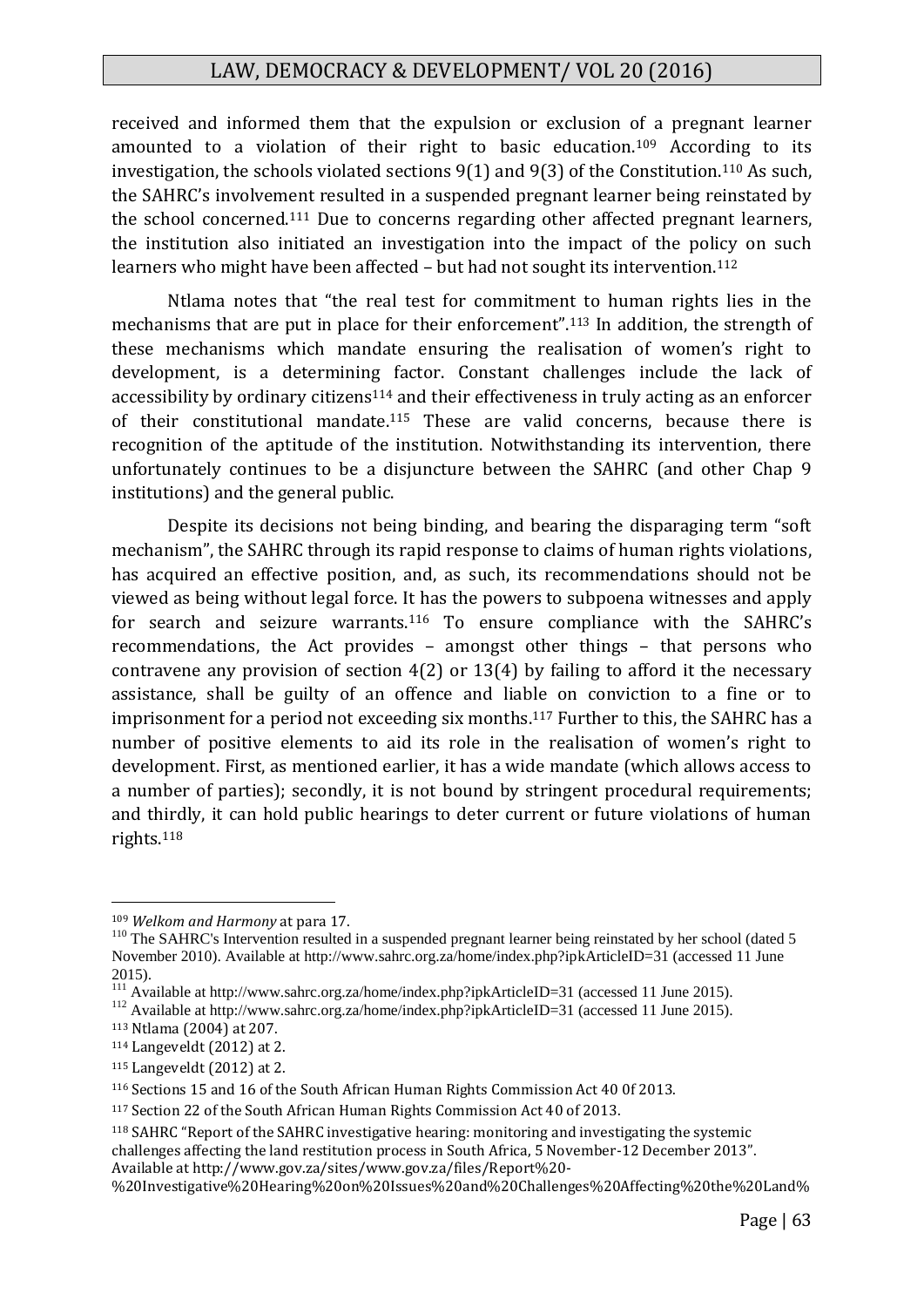received and informed them that the expulsion or exclusion of a pregnant learner amounted to a violation of their right to basic education.[109] According to its investigation, the schools violated sections 9(1) and 9(3) of the Constitution.[110] As such, the SAHRC's involvement resulted in a suspended pregnant learner being reinstated by the school concerned.[111] Due to concerns regarding other affected pregnant learners, the institution also initiated an investigation into the impact of the policy on such learners who might have been affected – but had not sought its intervention.[112]

Ntlama notes that "the real test for commitment to human rights lies in the mechanisms that are put in place for their enforcement".[113] In addition, the strength of these mechanisms which mandate ensuring the realisation of women's right to development, is a determining factor. Constant challenges include the lack of accessibility by ordinary citizens[114] and their effectiveness in truly acting as an enforcer of their constitutional mandate.[115] These are valid concerns, because there is recognition of the aptitude of the institution. Notwithstanding its intervention, there unfortunately continues to be a disjuncture between the SAHRC (and other Chap 9 institutions) and the general public.

Despite its decisions not being binding, and bearing the disparaging term "soft mechanism", the SAHRC through its rapid response to claims of human rights violations, has acquired an effective position, and, as such, its recommendations should not be viewed as being without legal force. It has the powers to subpoena witnesses and apply for search and seizure warrants.[116] To ensure compliance with the SAHRC's recommendations, the Act provides – amongst other things – that persons who contravene any provision of section 4(2) or 13(4) by failing to afford it the necessary assistance, shall be guilty of an offence and liable on conviction to a fine or to imprisonment for a period not exceeding six months.[117] Further to this, the SAHRC has a number of positive elements to aid its role in the realisation of women's right to development. First, as mentioned earlier, it has a wide mandate (which allows access to a number of parties); secondly, it is not bound by stringent procedural requirements; and thirdly, it can hold public hearings to deter current or future violations of human rights.[118]

---

[109] *Welkom and Harmony* at para 17.

[110] The SAHRC's Intervention resulted in a suspended pregnant learner being reinstated by her school (dated 5 November 2010). Available at http://www.sahrc.org.za/home/index.php?ipkArticleID=31 (accessed 11 June 2015).

[111] Available at http://www.sahrc.org.za/home/index.php?ipkArticleID=31 (accessed 11 June 2015).

[112] Available at http://www.sahrc.org.za/home/index.php?ipkArticleID=31 (accessed 11 June 2015).

[113] Ntlama (2004) at 207.

[114] Langeveldt (2012) at 2.

[115] Langeveldt (2012) at 2.

[116] Sections 15 and 16 of the South African Human Rights Commission Act 40 0f 2013.

[117] Section 22 of the South African Human Rights Commission Act 40 of 2013.

[118] SAHRC "Report of the SAHRC investigative hearing: monitoring and investigating the systemic challenges affecting the land restitution process in South Africa, 5 November-12 December 2013". Available at http://www.gov.za/sites/www.gov.za/files/Report%20-%20Investigative%20Hearing%20on%20Issues%20and%20Challenges%20Affecting%20the%20Land%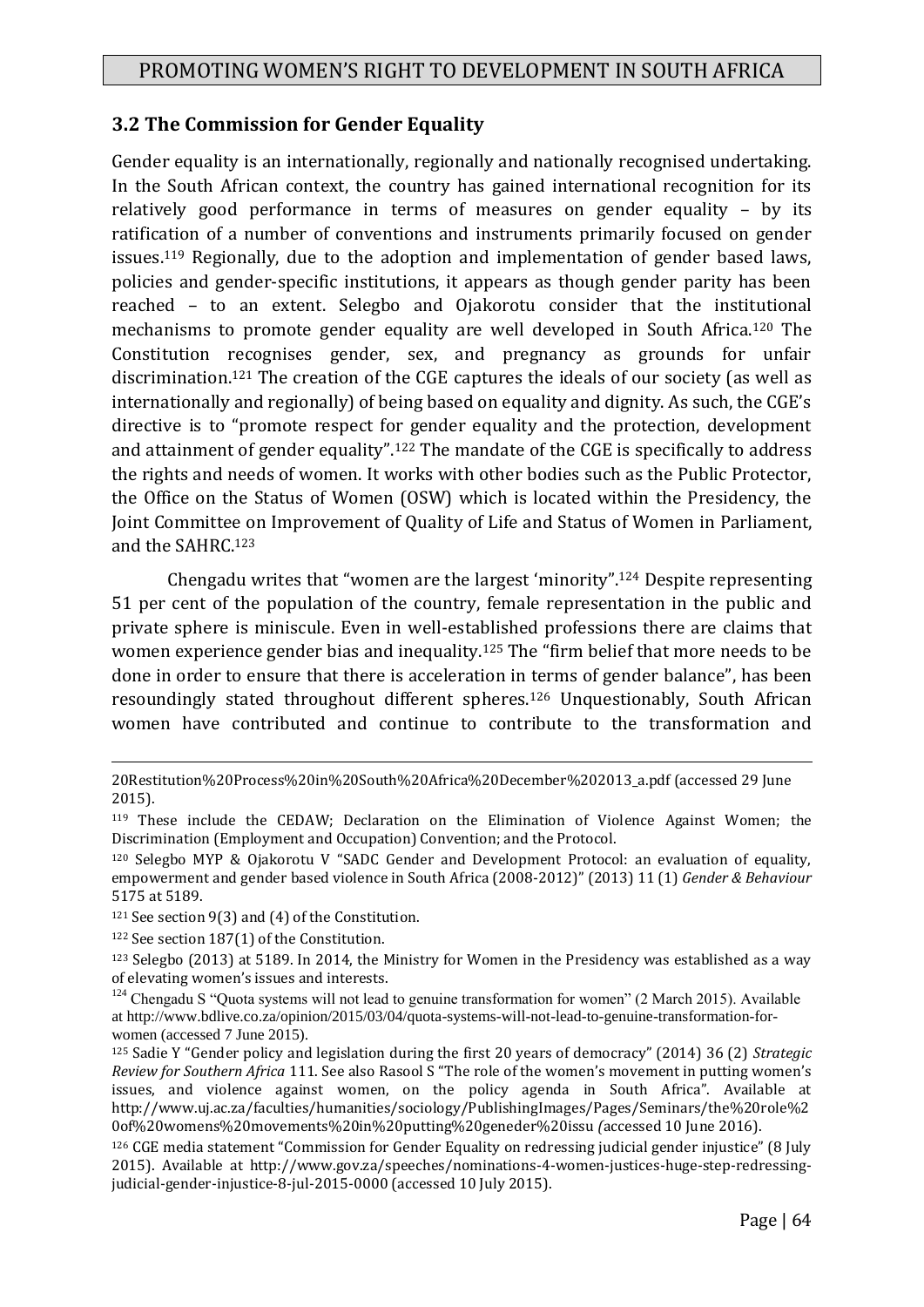## 3.2 The Commission for Gender Equality

Gender equality is an internationally, regionally and nationally recognised undertaking. In the South African context, the country has gained international recognition for its relatively good performance in terms of measures on gender equality – by its ratification of a number of conventions and instruments primarily focused on gender issues.[119] Regionally, due to the adoption and implementation of gender based laws, policies and gender-specific institutions, it appears as though gender parity has been reached – to an extent. Selegbo and Ojakorotu consider that the institutional mechanisms to promote gender equality are well developed in South Africa.[120] The Constitution recognises gender, sex, and pregnancy as grounds for unfair discrimination.[121] The creation of the CGE captures the ideals of our society (as well as internationally and regionally) of being based on equality and dignity. As such, the CGE's directive is to "promote respect for gender equality and the protection, development and attainment of gender equality".[122] The mandate of the CGE is specifically to address the rights and needs of women. It works with other bodies such as the Public Protector, the Office on the Status of Women (OSW) which is located within the Presidency, the Joint Committee on Improvement of Quality of Life and Status of Women in Parliament, and the SAHRC.[123]

Chengadu writes that "women are the largest 'minority".[124] Despite representing 51 per cent of the population of the country, female representation in the public and private sphere is miniscule. Even in well-established professions there are claims that women experience gender bias and inequality.[125] The "firm belief that more needs to be done in order to ensure that there is acceleration in terms of gender balance", has been resoundingly stated throughout different spheres.[126] Unquestionably, South African women have contributed and continue to contribute to the transformation and

---

20Restitution%20Process%20in%20South%20Africa%20December%202013_a.pdf (accessed 29 June 2015).

[119] These include the CEDAW; Declaration on the Elimination of Violence Against Women; the Discrimination (Employment and Occupation) Convention; and the Protocol.

[120] Selegbo MYP & Ojakorotu V "SADC Gender and Development Protocol: an evaluation of equality, empowerment and gender based violence in South Africa (2008-2012)" (2013) 11 (1) *Gender & Behaviour* 5175 at 5189.

[121] See section 9(3) and (4) of the Constitution.

[122] See section 187(1) of the Constitution.

[123] Selegbo (2013) at 5189. In 2014, the Ministry for Women in the Presidency was established as a way of elevating women's issues and interests.

[124] Chengadu S "Quota systems will not lead to genuine transformation for women" (2 March 2015). Available at http://www.bdlive.co.za/opinion/2015/03/04/quota-systems-will-not-lead-to-genuine-transformation-for-women (accessed 7 June 2015).

[125] Sadie Y "Gender policy and legislation during the first 20 years of democracy" (2014) 36 (2) *Strategic Review for Southern Africa* 111. See also Rasool S "The role of the women's movement in putting women's issues, and violence against women, on the policy agenda in South Africa". Available at http://www.uj.ac.za/faculties/humanities/sociology/PublishingImages/Pages/Seminars/the%20role%20of%20womens%20movements%20in%20putting%20geneder%20issu *(*accessed 10 June 2016).

[126] CGE media statement "Commission for Gender Equality on redressing judicial gender injustice" (8 July 2015). Available at http://www.gov.za/speeches/nominations-4-women-justices-huge-step-redressing-judicial-gender-injustice-8-jul-2015-0000 (accessed 10 July 2015).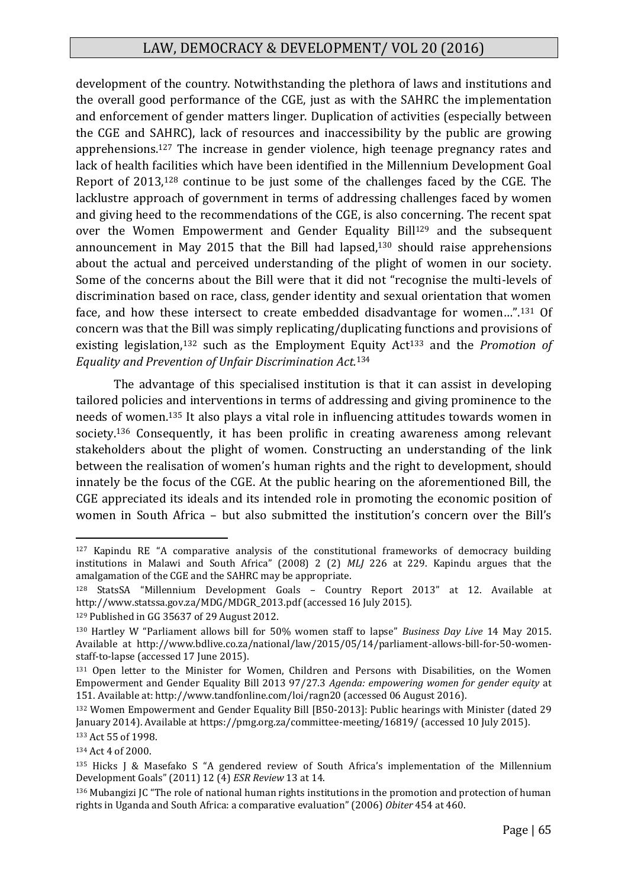development of the country. Notwithstanding the plethora of laws and institutions and the overall good performance of the CGE, just as with the SAHRC the implementation and enforcement of gender matters linger. Duplication of activities (especially between the CGE and SAHRC), lack of resources and inaccessibility by the public are growing apprehensions.[127] The increase in gender violence, high teenage pregnancy rates and lack of health facilities which have been identified in the Millennium Development Goal Report of 2013,[128] continue to be just some of the challenges faced by the CGE. The lacklustre approach of government in terms of addressing challenges faced by women and giving heed to the recommendations of the CGE, is also concerning. The recent spat over the Women Empowerment and Gender Equality Bill[129] and the subsequent announcement in May 2015 that the Bill had lapsed,[130] should raise apprehensions about the actual and perceived understanding of the plight of women in our society. Some of the concerns about the Bill were that it did not "recognise the multi-levels of discrimination based on race, class, gender identity and sexual orientation that women face, and how these intersect to create embedded disadvantage for women…".[131] Of concern was that the Bill was simply replicating/duplicating functions and provisions of existing legislation,[132] such as the Employment Equity Act[133] and the *Promotion of Equality and Prevention of Unfair Discrimination Act.*[134]

The advantage of this specialised institution is that it can assist in developing tailored policies and interventions in terms of addressing and giving prominence to the needs of women.[135] It also plays a vital role in influencing attitudes towards women in society.[136] Consequently, it has been prolific in creating awareness among relevant stakeholders about the plight of women. Constructing an understanding of the link between the realisation of women's human rights and the right to development, should innately be the focus of the CGE. At the public hearing on the aforementioned Bill, the CGE appreciated its ideals and its intended role in promoting the economic position of women in South Africa – but also submitted the institution's concern over the Bill's

---

[127] Kapindu RE "A comparative analysis of the constitutional frameworks of democracy building institutions in Malawi and South Africa" (2008) 2 (2) *MLJ* 226 at 229. Kapindu argues that the amalgamation of the CGE and the SAHRC may be appropriate.

[128] StatsSA "Millennium Development Goals – Country Report 2013" at 12. Available at http://www.statssa.gov.za/MDG/MDGR_2013.pdf (accessed 16 July 2015).

[129] Published in GG 35637 of 29 August 2012.

[130] Hartley W "Parliament allows bill for 50% women staff to lapse" *Business Day Live* 14 May 2015. Available at http://www.bdlive.co.za/national/law/2015/05/14/parliament-allows-bill-for-50-women-staff-to-lapse (accessed 17 June 2015).

[131] Open letter to the Minister for Women, Children and Persons with Disabilities, on the Women Empowerment and Gender Equality Bill 2013 97/27.3 *Agenda: empowering women for gender equity* at 151. Available at: http://www.tandfonline.com/loi/ragn20 (accessed 06 August 2016).

[132] Women Empowerment and Gender Equality Bill [B50-2013]: Public hearings with Minister (dated 29 January 2014). Available at https://pmg.org.za/committee-meeting/16819/ (accessed 10 July 2015).

[133] Act 55 of 1998.

[134] Act 4 of 2000.

[135] Hicks J & Masefako S "A gendered review of South Africa's implementation of the Millennium Development Goals" (2011) 12 (4) *ESR Review* 13 at 14.

[136] Mubangizi JC "The role of national human rights institutions in the promotion and protection of human rights in Uganda and South Africa: a comparative evaluation" (2006) *Obiter* 454 at 460.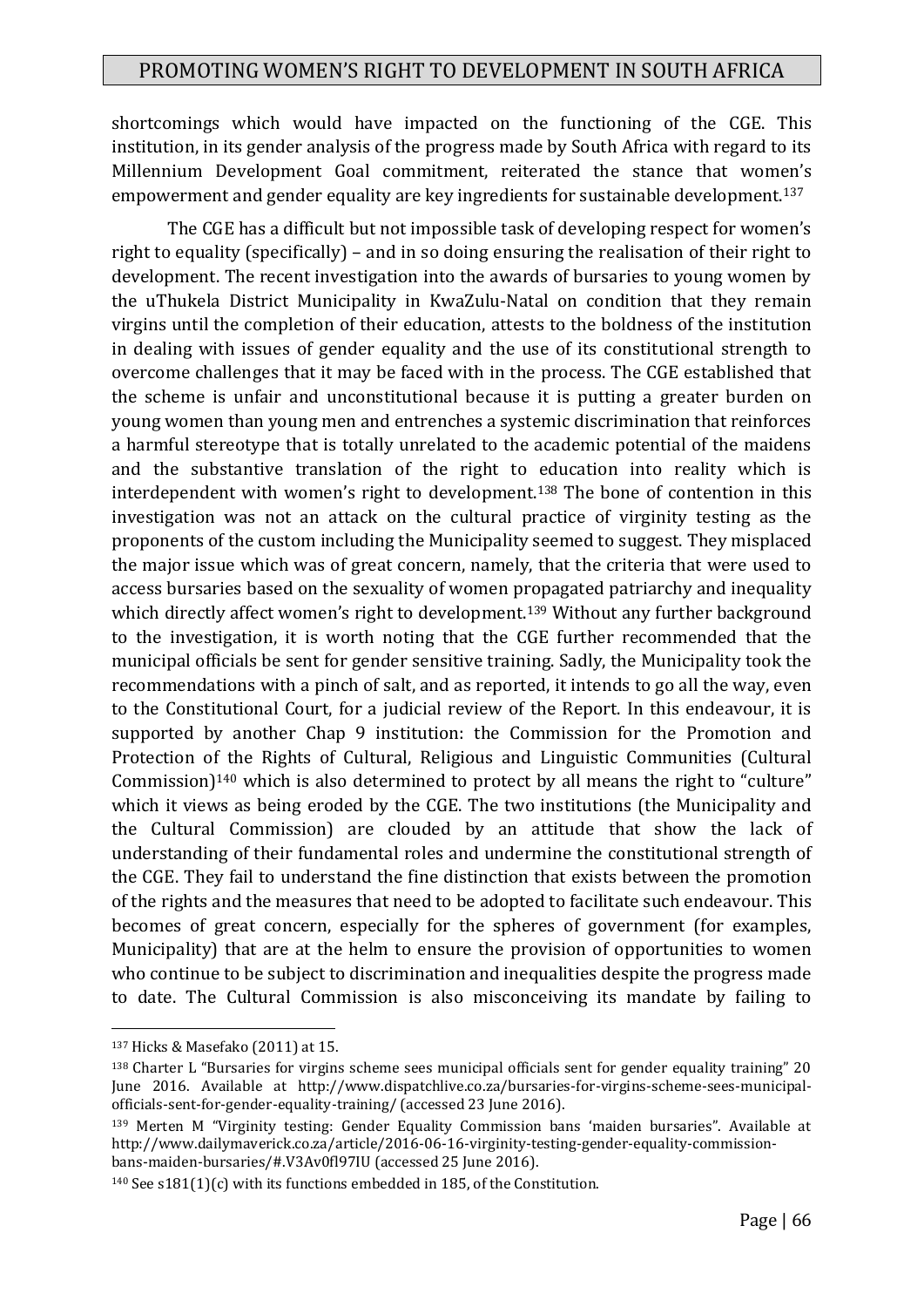shortcomings which would have impacted on the functioning of the CGE. This institution, in its gender analysis of the progress made by South Africa with regard to its Millennium Development Goal commitment, reiterated the stance that women's empowerment and gender equality are key ingredients for sustainable development.[137]

The CGE has a difficult but not impossible task of developing respect for women's right to equality (specifically) – and in so doing ensuring the realisation of their right to development. The recent investigation into the awards of bursaries to young women by the uThukela District Municipality in KwaZulu-Natal on condition that they remain virgins until the completion of their education, attests to the boldness of the institution in dealing with issues of gender equality and the use of its constitutional strength to overcome challenges that it may be faced with in the process. The CGE established that the scheme is unfair and unconstitutional because it is putting a greater burden on young women than young men and entrenches a systemic discrimination that reinforces a harmful stereotype that is totally unrelated to the academic potential of the maidens and the substantive translation of the right to education into reality which is interdependent with women's right to development.[138] The bone of contention in this investigation was not an attack on the cultural practice of virginity testing as the proponents of the custom including the Municipality seemed to suggest. They misplaced the major issue which was of great concern, namely, that the criteria that were used to access bursaries based on the sexuality of women propagated patriarchy and inequality which directly affect women's right to development.[139] Without any further background to the investigation, it is worth noting that the CGE further recommended that the municipal officials be sent for gender sensitive training. Sadly, the Municipality took the recommendations with a pinch of salt, and as reported, it intends to go all the way, even to the Constitutional Court, for a judicial review of the Report. In this endeavour, it is supported by another Chap 9 institution: the Commission for the Promotion and Protection of the Rights of Cultural, Religious and Linguistic Communities (Cultural Commission)[140] which is also determined to protect by all means the right to "culture" which it views as being eroded by the CGE. The two institutions (the Municipality and the Cultural Commission) are clouded by an attitude that show the lack of understanding of their fundamental roles and undermine the constitutional strength of the CGE. They fail to understand the fine distinction that exists between the promotion of the rights and the measures that need to be adopted to facilitate such endeavour. This becomes of great concern, especially for the spheres of government (for examples, Municipality) that are at the helm to ensure the provision of opportunities to women who continue to be subject to discrimination and inequalities despite the progress made to date. The Cultural Commission is also misconceiving its mandate by failing to

---

[137] Hicks & Masefako (2011) at 15.

[138] Charter L "Bursaries for virgins scheme sees municipal officials sent for gender equality training" 20 June 2016. Available at http://www.dispatchlive.co.za/bursaries-for-virgins-scheme-sees-municipal-officials-sent-for-gender-equality-training/ (accessed 23 June 2016).

[139] Merten M "Virginity testing: Gender Equality Commission bans 'maiden bursaries". Available at http://www.dailymaverick.co.za/article/2016-06-16-virginity-testing-gender-equality-commission-bans-maiden-bursaries/#.V3Av0fl97IU (accessed 25 June 2016).

[140] See s181(1)(c) with its functions embedded in 185, of the Constitution.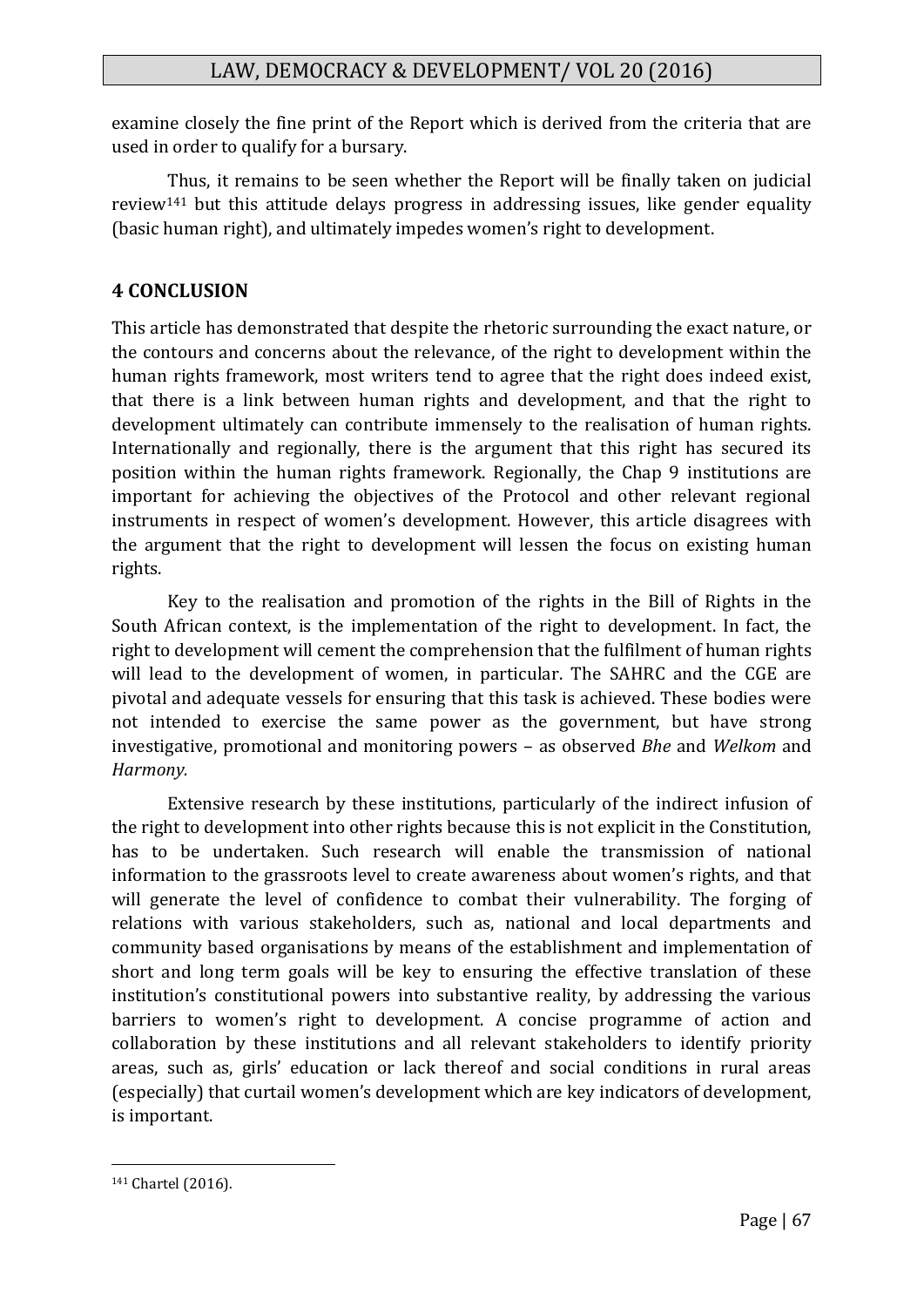examine closely the fine print of the Report which is derived from the criteria that are used in order to qualify for a bursary.

Thus, it remains to be seen whether the Report will be finally taken on judicial review[141] but this attitude delays progress in addressing issues, like gender equality (basic human right), and ultimately impedes women's right to development.

## 4 CONCLUSION

This article has demonstrated that despite the rhetoric surrounding the exact nature, or the contours and concerns about the relevance, of the right to development within the human rights framework, most writers tend to agree that the right does indeed exist, that there is a link between human rights and development, and that the right to development ultimately can contribute immensely to the realisation of human rights. Internationally and regionally, there is the argument that this right has secured its position within the human rights framework. Regionally, the Chap 9 institutions are important for achieving the objectives of the Protocol and other relevant regional instruments in respect of women's development. However, this article disagrees with the argument that the right to development will lessen the focus on existing human rights.

Key to the realisation and promotion of the rights in the Bill of Rights in the South African context, is the implementation of the right to development. In fact, the right to development will cement the comprehension that the fulfilment of human rights will lead to the development of women, in particular. The SAHRC and the CGE are pivotal and adequate vessels for ensuring that this task is achieved. These bodies were not intended to exercise the same power as the government, but have strong investigative, promotional and monitoring powers – as observed *Bhe* and *Welkom* and *Harmony.*

Extensive research by these institutions, particularly of the indirect infusion of the right to development into other rights because this is not explicit in the Constitution, has to be undertaken. Such research will enable the transmission of national information to the grassroots level to create awareness about women's rights, and that will generate the level of confidence to combat their vulnerability. The forging of relations with various stakeholders, such as, national and local departments and community based organisations by means of the establishment and implementation of short and long term goals will be key to ensuring the effective translation of these institution's constitutional powers into substantive reality, by addressing the various barriers to women's right to development. A concise programme of action and collaboration by these institutions and all relevant stakeholders to identify priority areas, such as, girls' education or lack thereof and social conditions in rural areas (especially) that curtail women's development which are key indicators of development, is important.

[141] Chartel (2016).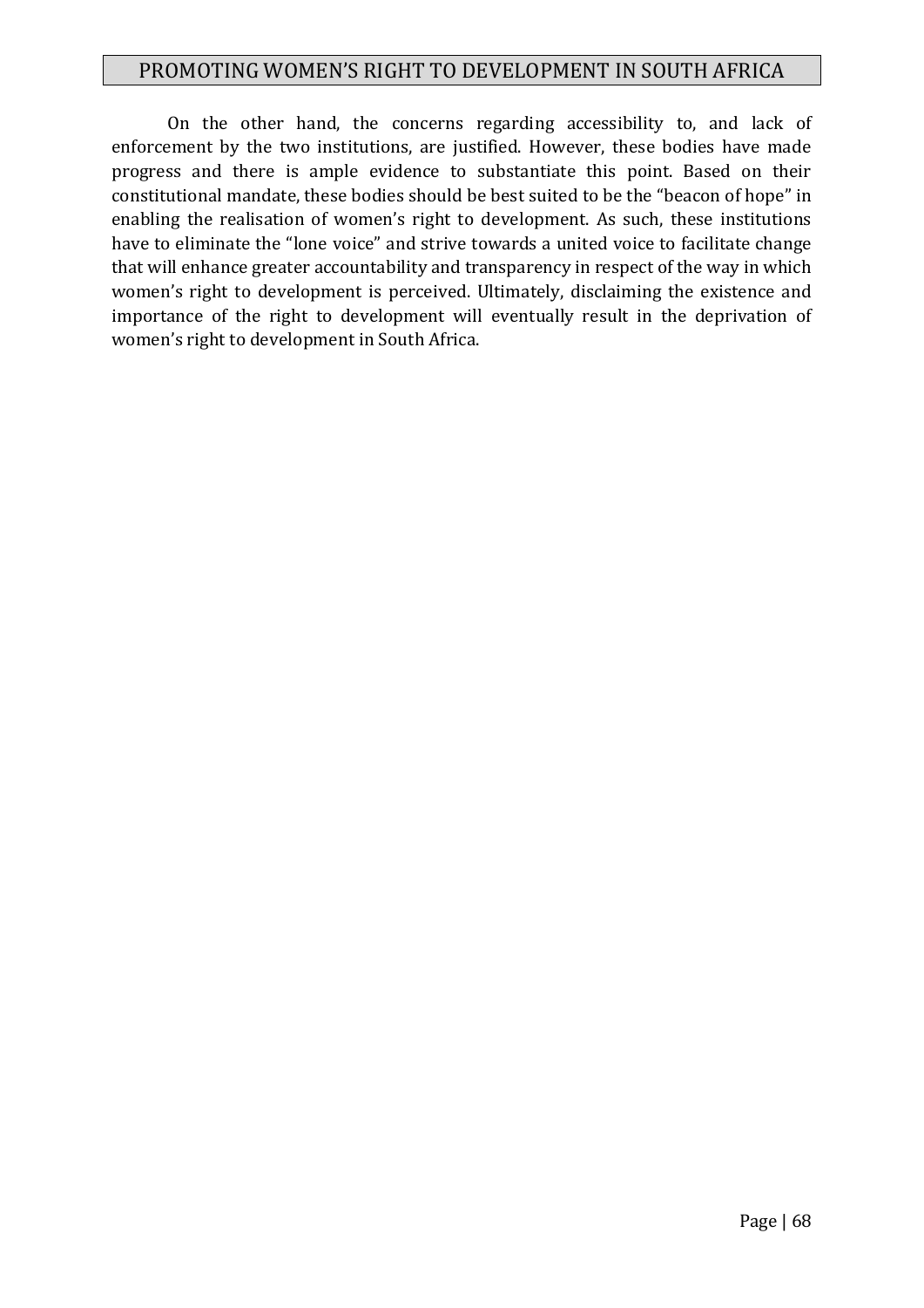On the other hand, the concerns regarding accessibility to, and lack of enforcement by the two institutions, are justified. However, these bodies have made progress and there is ample evidence to substantiate this point. Based on their constitutional mandate, these bodies should be best suited to be the "beacon of hope" in enabling the realisation of women's right to development. As such, these institutions have to eliminate the "lone voice" and strive towards a united voice to facilitate change that will enhance greater accountability and transparency in respect of the way in which women's right to development is perceived. Ultimately, disclaiming the existence and importance of the right to development will eventually result in the deprivation of women's right to development in South Africa.